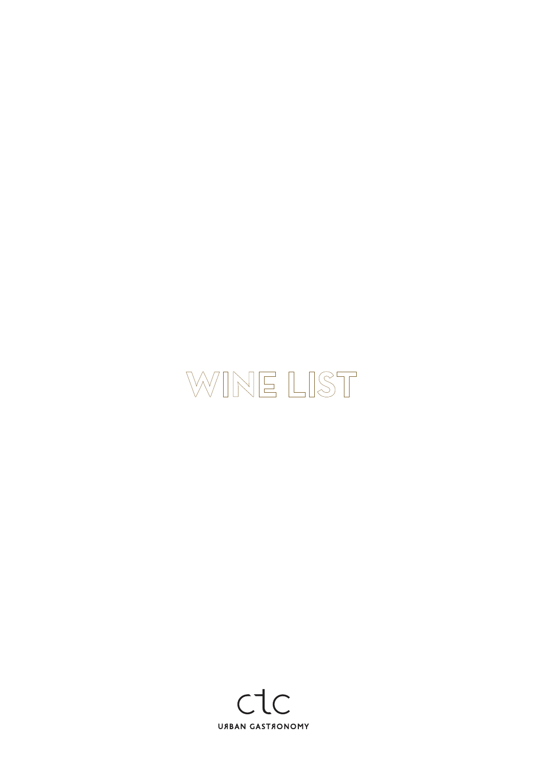# WINE LIST

ctc

URBAN GASTRONOMY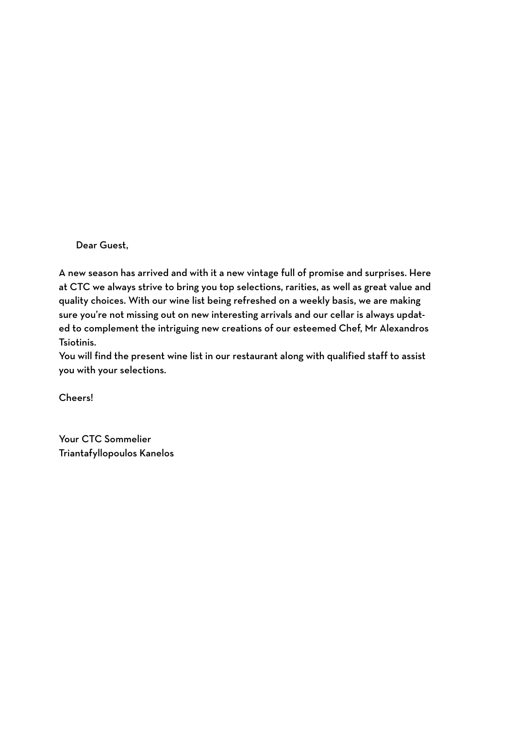Dear Guest,

A new season has arrived and with it a new vintage full of promise and surprises. Here at CTC we always strive to bring you top selections, rarities, as well as great value and quality choices. With our wine list being refreshed on a weekly basis, we are making sure you're not missing out on new interesting arrivals and our cellar is always updated to complement the intriguing new creations of our esteemed Chef, Mr Alexandros Tsiotinis.
You will find the present wine list in our restaurant along with qualified staff to assist you with your selections.

Cheers!

Your CTC Sommelier
Triantafyllopoulos Kanelos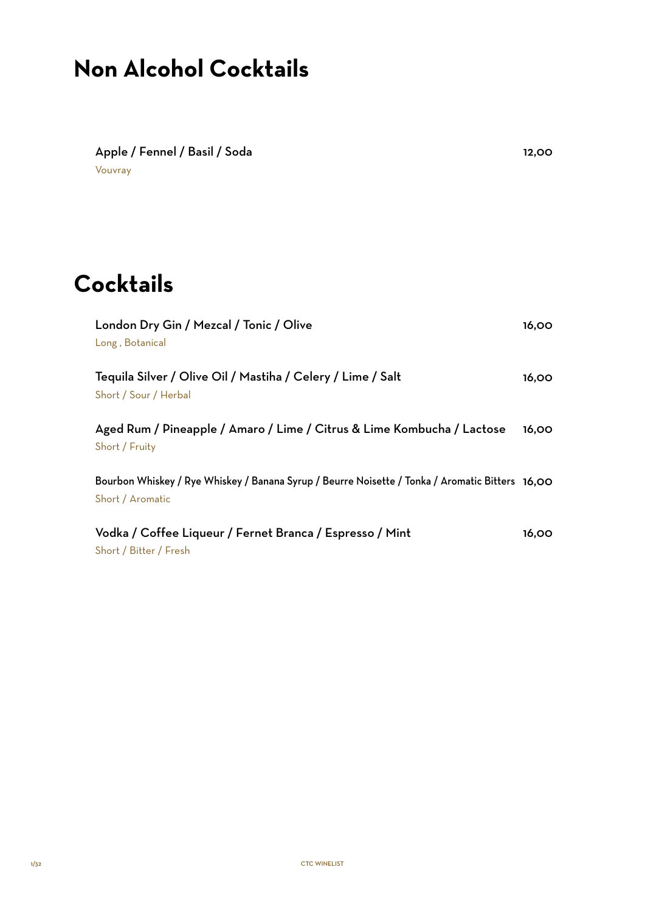# Non Alcohol Cocktails

**Apple / Fennel / Basil / Soda** — 12,00
Vouvray

# Cocktails

**London Dry Gin / Mezcal / Tonic / Olive** — 16,00
Long , Botanical

**Tequila Silver / Olive Oil / Mastiha / Celery / Lime / Salt** — 16,00
Short / Sour / Herbal

**Aged Rum / Pineapple / Amaro / Lime / Citrus & Lime Kombucha / Lactose** — 16,00
Short / Fruity

**Bourbon Whiskey / Rye Whiskey / Banana Syrup / Beurre Noisette / Tonka / Aromatic Bitters** — 16,00
Short / Aromatic

**Vodka / Coffee Liqueur / Fernet Branca / Espresso / Mint** — 16,00
Short / Bitter / Fresh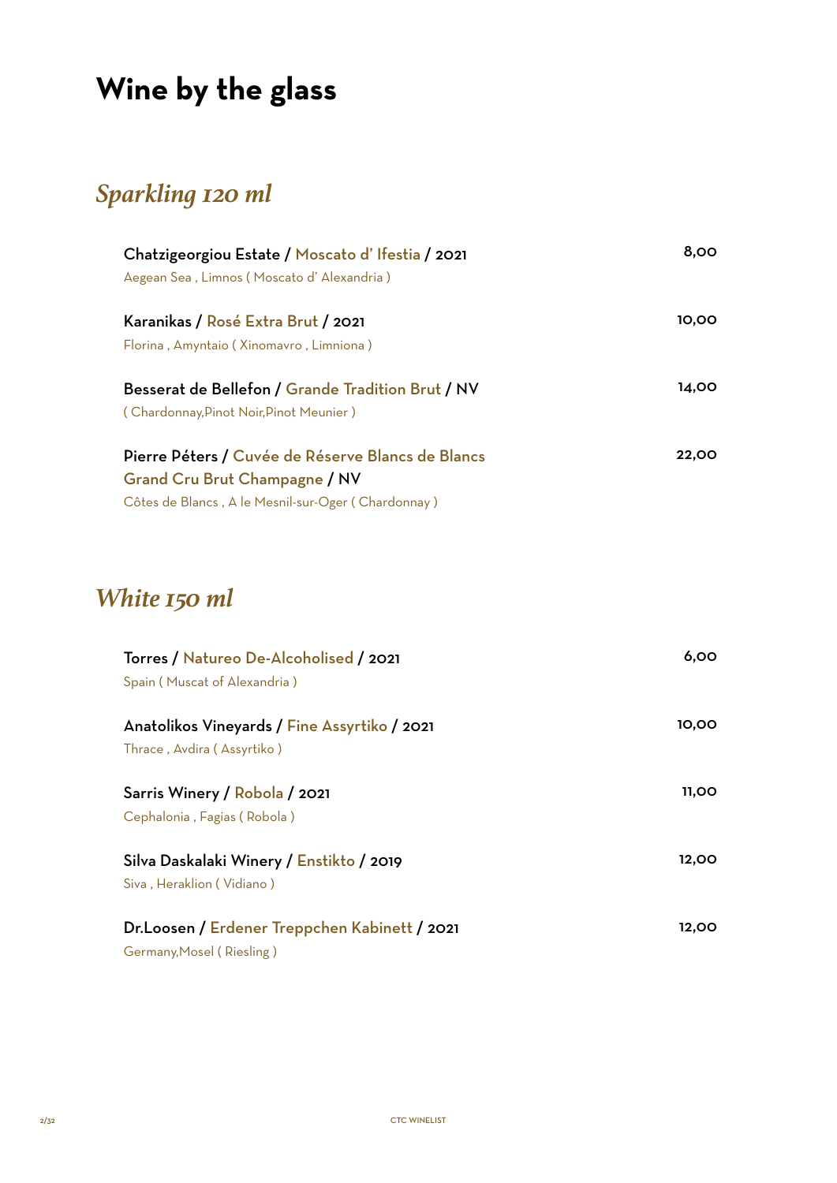# Wine by the glass

## *Sparkling 120 ml*

Chatzigeorgiou Estate / Moscato d' Ifestia / 2021 — 8,00
Aegean Sea , Limnos ( Moscato d' Alexandria )

Karanikas / Rosé Extra Brut / 2021 — 10,00
Florina , Amyntaio ( Xinomavro , Limniona )

Besserat de Bellefon / Grande Tradition Brut / NV — 14,00
( Chardonnay,Pinot Noir,Pinot Meunier )

Pierre Péters / Cuvée de Réserve Blancs de Blancs Grand Cru Brut Champagne / NV — 22,00
Côtes de Blancs , A le Mesnil-sur-Oger ( Chardonnay )

## *White 150 ml*

Torres / Natureo De-Alcoholised / 2021 — 6,00
Spain ( Muscat of Alexandria )

Anatolikos Vineyards / Fine Assyrtiko / 2021 — 10,00
Thrace , Avdira ( Assyrtiko )

Sarris Winery / Robola / 2021 — 11,00
Cephalonia , Fagias ( Robola )

Silva Daskalaki Winery / Enstikto / 2019 — 12,00
Siva , Heraklion ( Vidiano )

Dr.Loosen / Erdener Treppchen Kabinett / 2021 — 12,00
Germany,Mosel ( Riesling )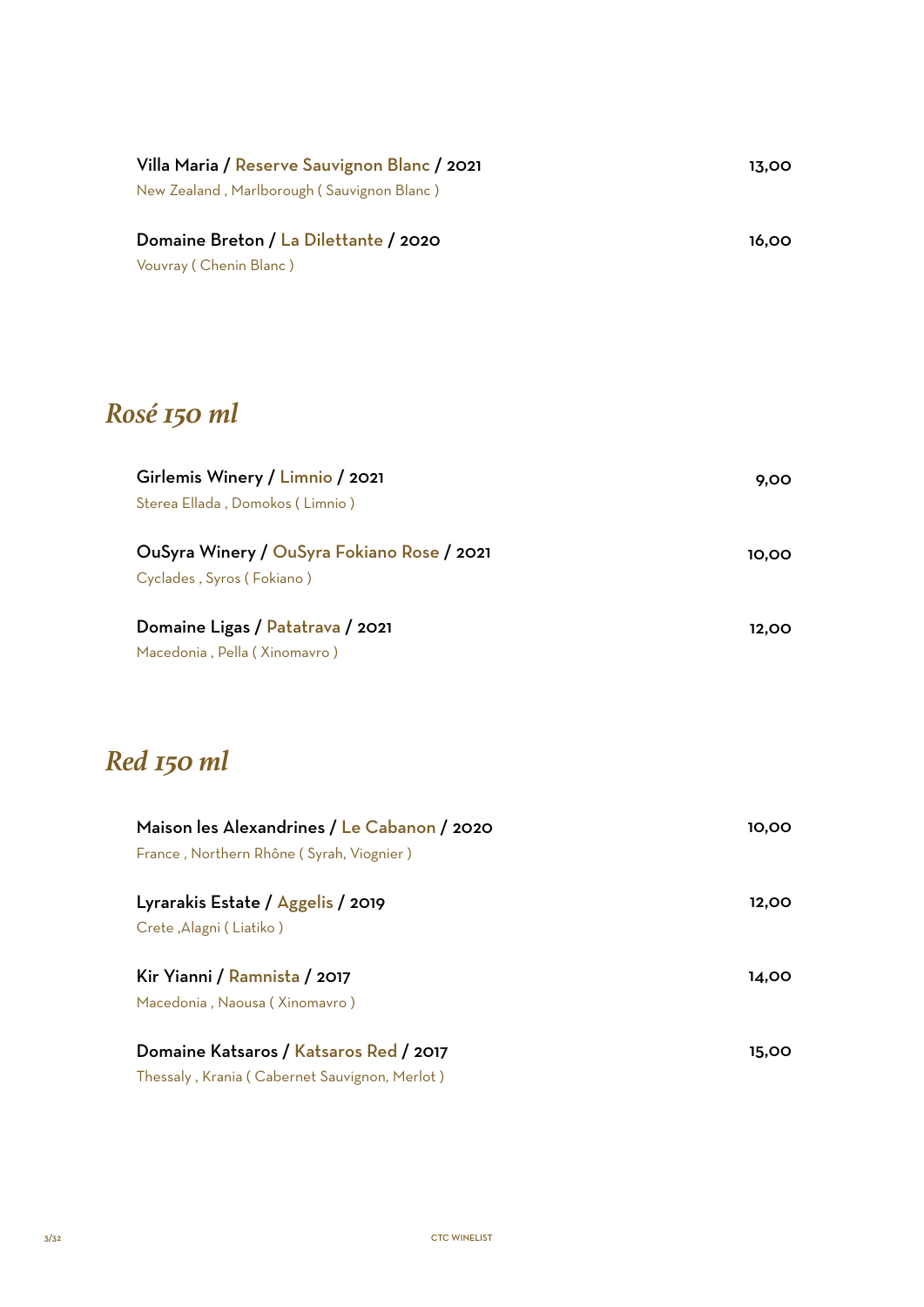**Villa Maria** / Reserve Sauvignon Blanc / **2021** — 13,00
New Zealand , Marlborough ( Sauvignon Blanc )

**Domaine Breton** / La Dilettante / **2020** — 16,00
Vouvray ( Chenin Blanc )

## *Rosé 150 ml*

**Girlemis Winery** / Limnio / **2021** — 9,00
Sterea Ellada , Domokos ( Limnio )

**OuSyra Winery** / OuSyra Fokiano Rose / **2021** — 10,00
Cyclades , Syros ( Fokiano )

**Domaine Ligas** / Patatrava / **2021** — 12,00
Macedonia , Pella ( Xinomavro )

## *Red 150 ml*

**Maison les Alexandrines** / Le Cabanon / **2020** — 10,00
France , Northern Rhône ( Syrah, Viognier )

**Lyrarakis Estate** / Aggelis / **2019** — 12,00
Crete ,Alagni ( Liatiko )

**Kir Yianni** / Ramnista / **2017** — 14,00
Macedonia , Naousa ( Xinomavro )

**Domaine Katsaros** / Katsaros Red / **2017** — 15,00
Thessaly , Krania ( Cabernet Sauvignon, Merlot )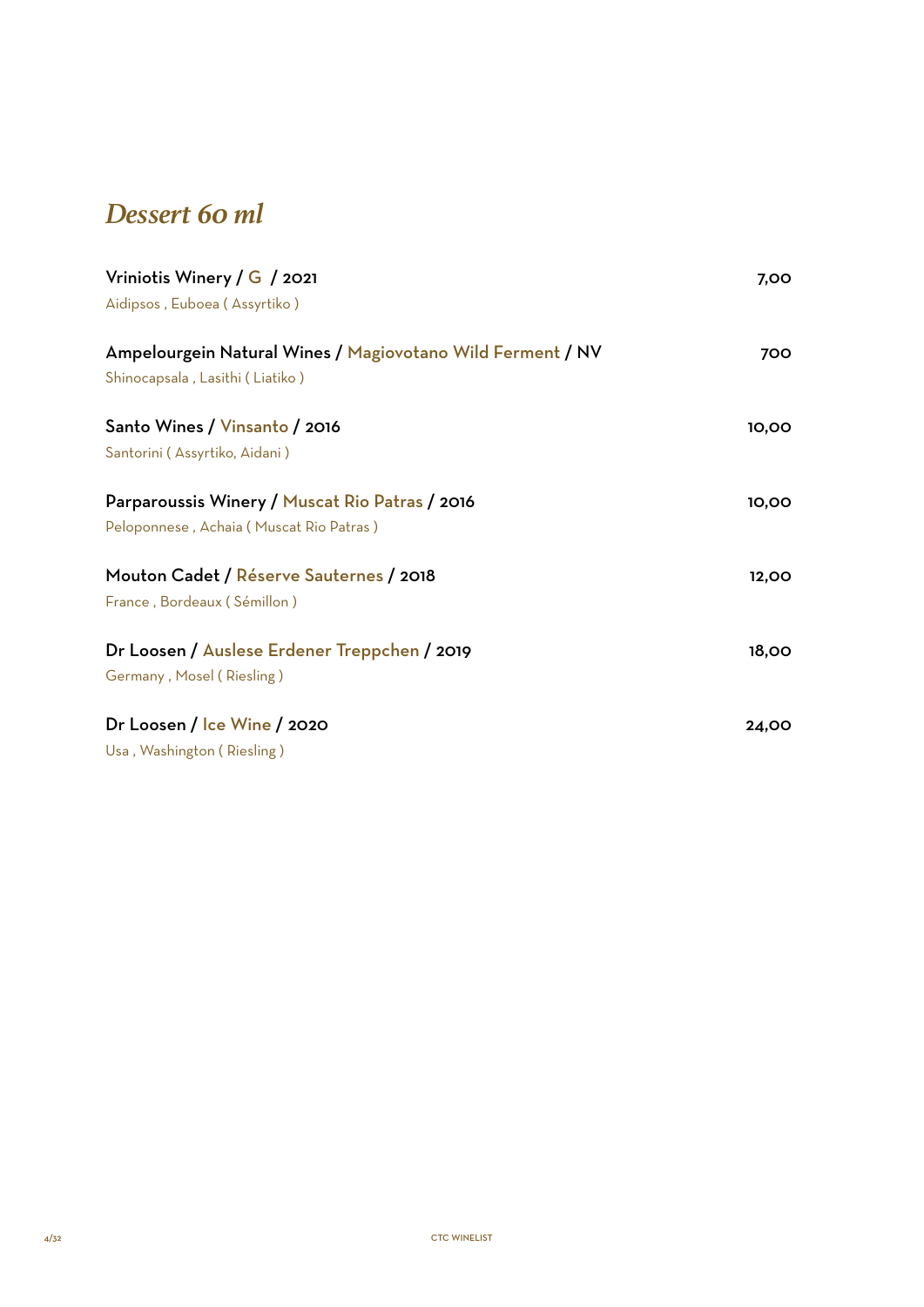## *Dessert 60 ml*

**Vriniotis Winery / G / 2021** — **7,00**
Aidipsos , Euboea ( Assyrtiko )

**Ampelourgein Natural Wines / Magiovotano Wild Ferment / NV** — **700**
Shinocapsala , Lasithi ( Liatiko )

**Santo Wines / Vinsanto / 2016** — **10,00**
Santorini ( Assyrtiko, Aidani )

**Parparoussis Winery / Muscat Rio Patras / 2016** — **10,00**
Peloponnese , Achaia ( Muscat Rio Patras )

**Mouton Cadet / Réserve Sauternes / 2018** — **12,00**
France , Bordeaux ( Sémillon )

**Dr Loosen / Auslese Erdener Treppchen / 2019** — **18,00**
Germany , Mosel ( Riesling )

**Dr Loosen / Ice Wine / 2020** — **24,00**
Usa , Washington ( Riesling )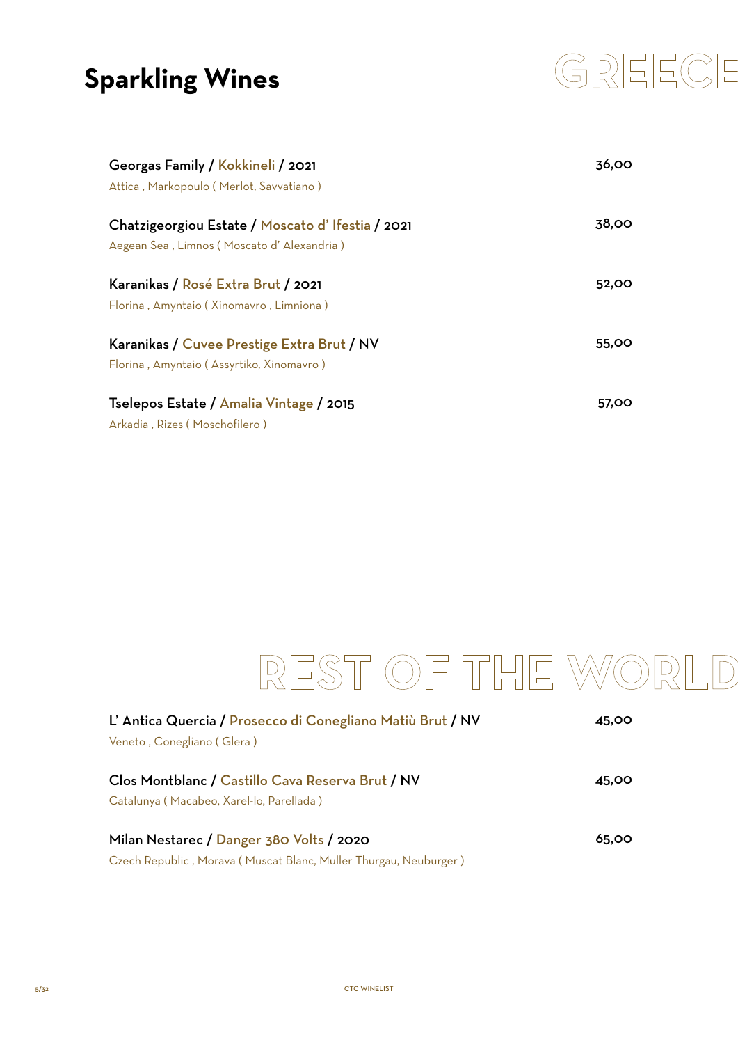# Sparkling Wines

## GREECE

**Georgas Family / Kokkineli / 2021** — 36,00
Attica , Markopoulo ( Merlot, Savvatiano )

**Chatzigeorgiou Estate / Moscato d' Ifestia / 2021** — 38,00
Aegean Sea , Limnos ( Moscato d' Alexandria )

**Karanikas / Rosé Extra Brut / 2021** — 52,00
Florina , Amyntaio ( Xinomavro , Limniona )

**Karanikas / Cuvee Prestige Extra Brut / NV** — 55,00
Florina , Amyntaio ( Assyrtiko, Xinomavro )

**Tselepos Estate / Amalia Vintage / 2015** — 57,00
Arkadia , Rizes ( Moschofilero )

## REST OF THE WORLD

**L' Antica Quercia / Prosecco di Conegliano Matiù Brut / NV** — 45,00
Veneto , Conegliano ( Glera )

**Clos Montblanc / Castillo Cava Reserva Brut / NV** — 45,00
Catalunya ( Macabeo, Xarel-lo, Parellada )

**Milan Nestarec / Danger 380 Volts / 2020** — 65,00
Czech Republic , Morava ( Muscat Blanc, Muller Thurgau, Neuburger )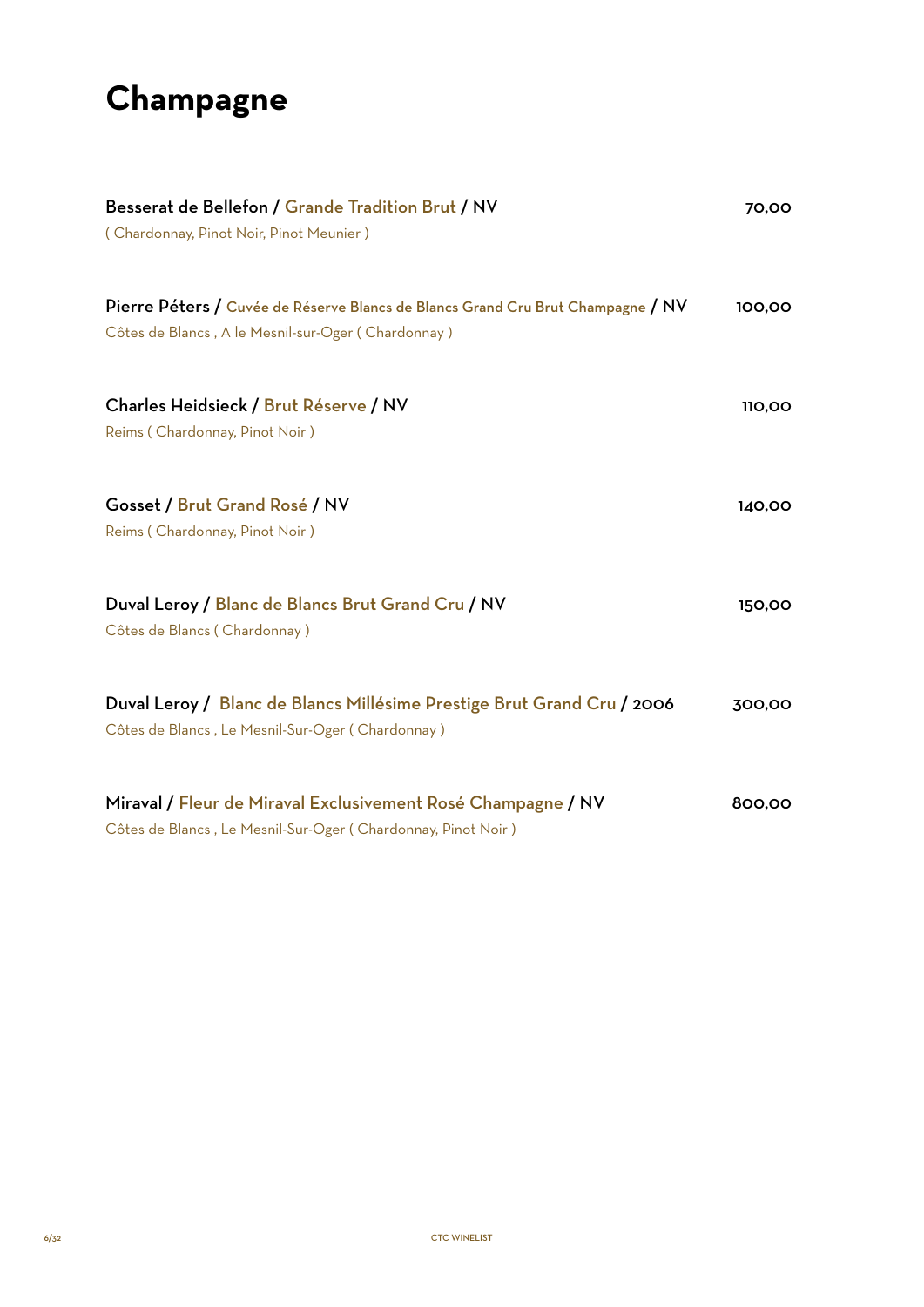# Champagne

**Besserat de Bellefon / Grande Tradition Brut / NV** — **70,00**
( Chardonnay, Pinot Noir, Pinot Meunier )

**Pierre Péters / Cuvée de Réserve Blancs de Blancs Grand Cru Brut Champagne / NV** — **100,00**
Côtes de Blancs , A le Mesnil-sur-Oger ( Chardonnay )

**Charles Heidsieck / Brut Réserve / NV** — **110,00**
Reims ( Chardonnay, Pinot Noir )

**Gosset / Brut Grand Rosé / NV** — **140,00**
Reims ( Chardonnay, Pinot Noir )

**Duval Leroy / Blanc de Blancs Brut Grand Cru / NV** — **150,00**
Côtes de Blancs ( Chardonnay )

**Duval Leroy / Blanc de Blancs Millésime Prestige Brut Grand Cru / 2006** — **300,00**
Côtes de Blancs , Le Mesnil-Sur-Oger ( Chardonnay )

**Miraval / Fleur de Miraval Exclusivement Rosé Champagne / NV** — **800,00**
Côtes de Blancs , Le Mesnil-Sur-Oger ( Chardonnay, Pinot Noir )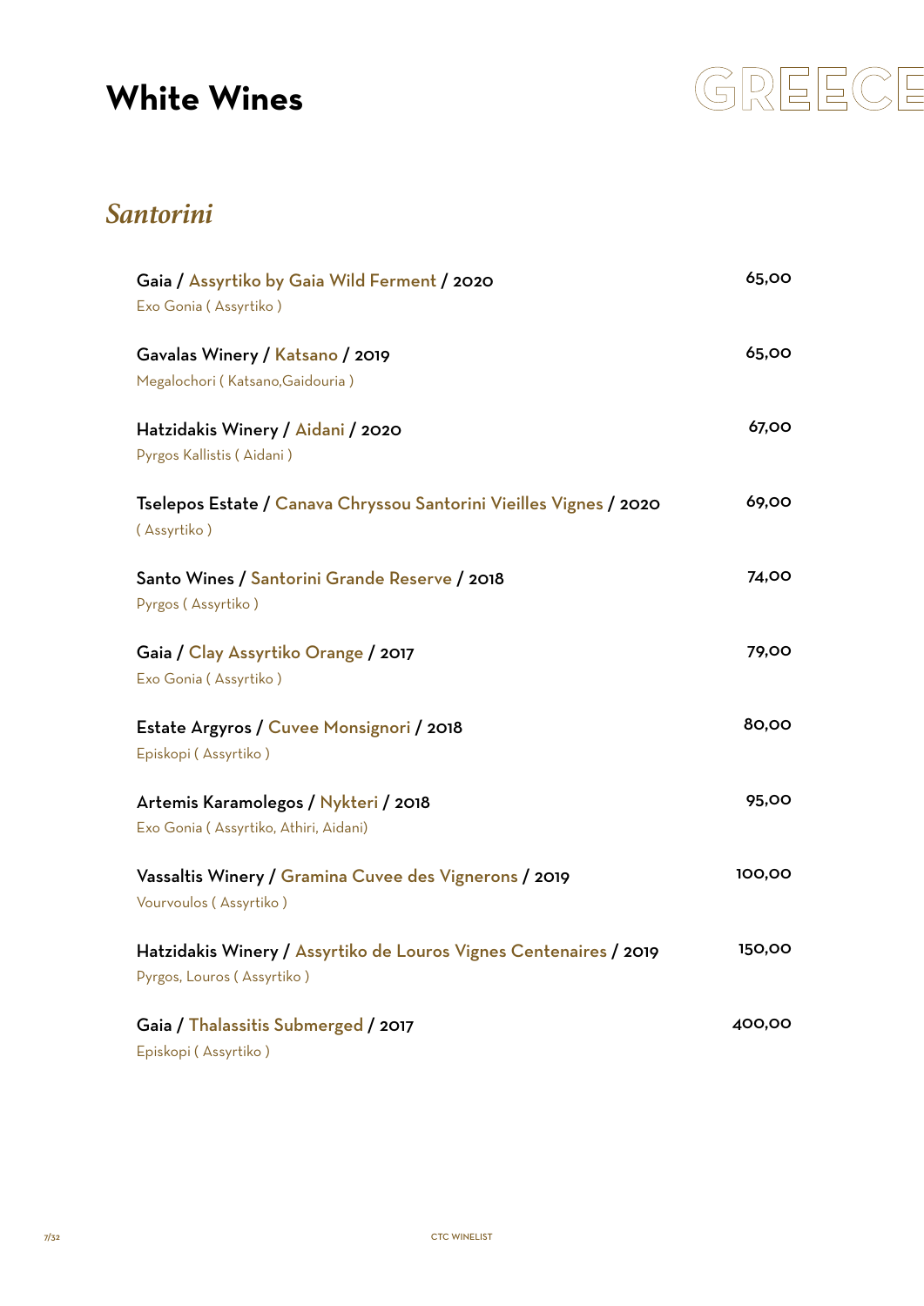# White Wines

GREECE

## *Santorini*

**Gaia / Assyrtiko by Gaia Wild Ferment / 2020** — 65,00
Exo Gonia ( Assyrtiko )

**Gavalas Winery / Katsano / 2019** — 65,00
Megalochori ( Katsano,Gaidouria )

**Hatzidakis Winery / Aidani / 2020** — 67,00
Pyrgos Kallistis ( Aidani )

**Tselepos Estate / Canava Chryssou Santorini Vieilles Vignes / 2020** — 69,00
( Assyrtiko )

**Santo Wines / Santorini Grande Reserve / 2018** — 74,00
Pyrgos ( Assyrtiko )

**Gaia / Clay Assyrtiko Orange / 2017** — 79,00
Exo Gonia ( Assyrtiko )

**Estate Argyros / Cuvee Monsignori / 2018** — 80,00
Episkopi ( Assyrtiko )

**Artemis Karamolegos / Nykteri / 2018** — 95,00
Exo Gonia ( Assyrtiko, Athiri, Aidani)

**Vassaltis Winery / Gramina Cuvee des Vignerons / 2019** — 100,00
Vourvoulos ( Assyrtiko )

**Hatzidakis Winery / Assyrtiko de Louros Vignes Centenaires / 2019** — 150,00
Pyrgos, Louros ( Assyrtiko )

**Gaia / Thalassitis Submerged / 2017** — 400,00
Episkopi ( Assyrtiko )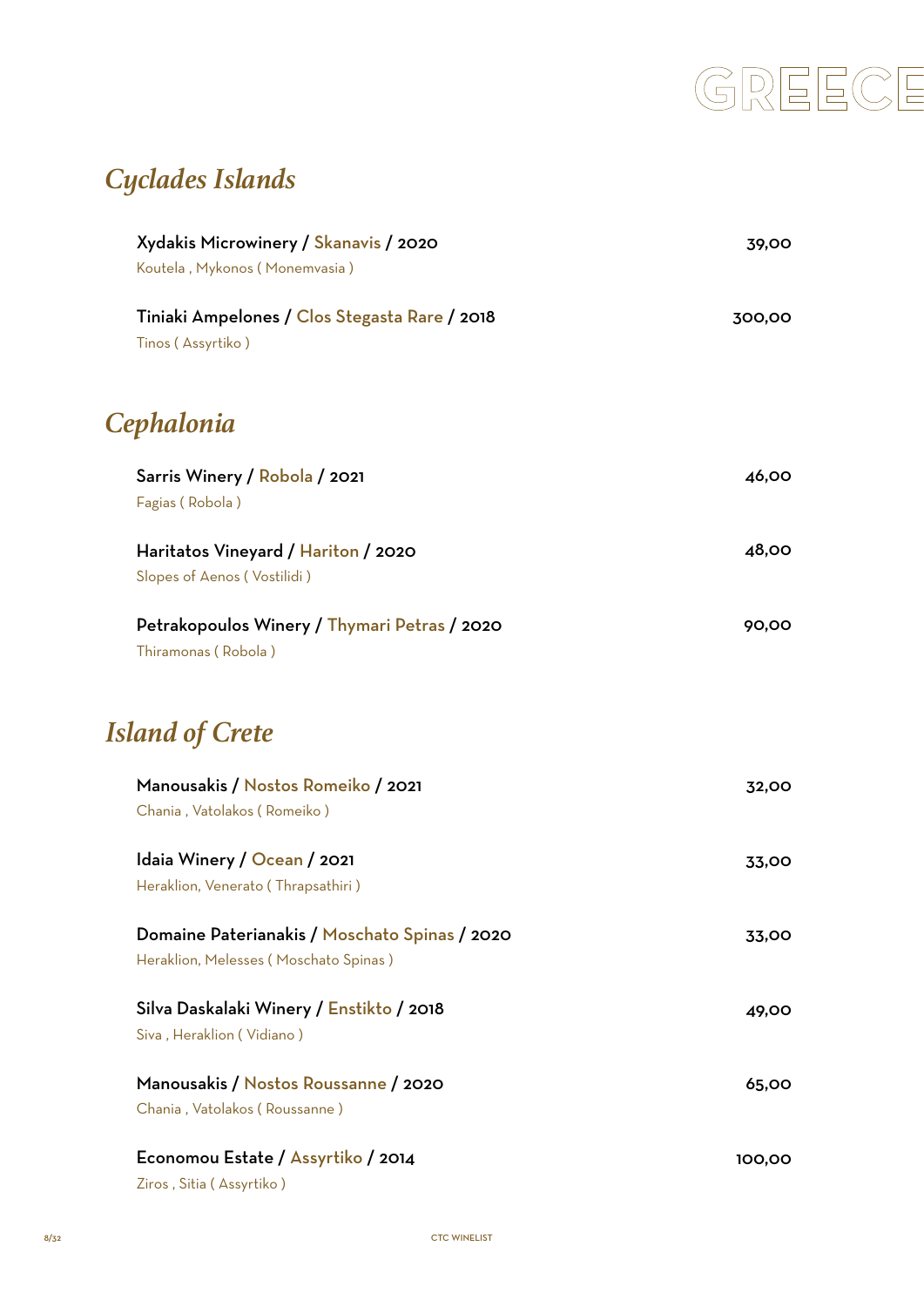# GREECE

## *Cyclades Islands*

**Xydakis Microwinery / Skanavis / 2020** — **39,00**
Koutela , Mykonos ( Monemvasia )

**Tiniaki Ampelones / Clos Stegasta Rare / 2018** — **300,00**
Tinos ( Assyrtiko )

## *Cephalonia*

**Sarris Winery / Robola / 2021** — **46,00**
Fagias ( Robola )

**Haritatos Vineyard / Hariton / 2020** — **48,00**
Slopes of Aenos ( Vostilidi )

**Petrakopoulos Winery / Thymari Petras / 2020** — **90,00**
Thiramonas ( Robola )

## *Island of Crete*

**Manousakis / Nostos Romeiko / 2021** — **32,00**
Chania , Vatolakos ( Romeiko )

**Idaia Winery / Ocean / 2021** — **33,00**
Heraklion, Venerato ( Thrapsathiri )

**Domaine Paterianakis / Moschato Spinas / 2020** — **33,00**
Heraklion, Melesses ( Moschato Spinas )

**Silva Daskalaki Winery / Enstikto / 2018** — **49,00**
Siva , Heraklion ( Vidiano )

**Manousakis / Nostos Roussanne / 2020** — **65,00**
Chania , Vatolakos ( Roussanne )

**Economou Estate / Assyrtiko / 2014** — **100,00**
Ziros , Sitia ( Assyrtiko )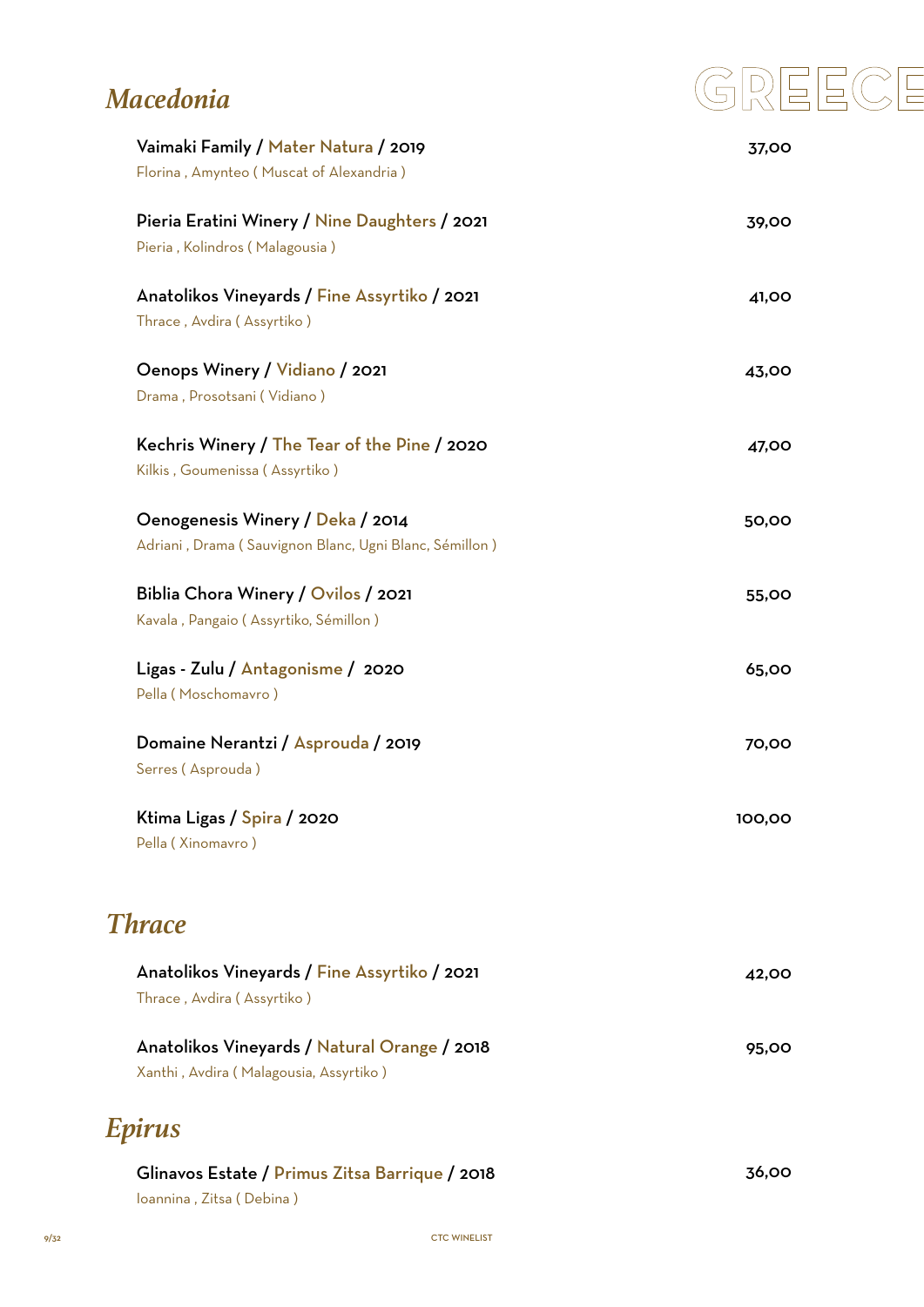# GREECE

## Macedonia

**Vaimaki Family / Mater Natura / 2019** — 37,00
Florina , Amynteo ( Muscat of Alexandria )

**Pieria Eratini Winery / Nine Daughters / 2021** — 39,00
Pieria , Kolindros ( Malagousia )

**Anatolikos Vineyards / Fine Assyrtiko / 2021** — 41,00
Thrace , Avdira ( Assyrtiko )

**Oenops Winery / Vidiano / 2021** — 43,00
Drama , Prosotsani ( Vidiano )

**Kechris Winery / The Tear of the Pine / 2020** — 47,00
Kilkis , Goumenissa ( Assyrtiko )

**Oenogenesis Winery / Deka / 2014** — 50,00
Adriani , Drama ( Sauvignon Blanc, Ugni Blanc, Sémillon )

**Biblia Chora Winery / Ovilos / 2021** — 55,00
Kavala , Pangaio ( Assyrtiko, Sémillon )

**Ligas - Zulu / Antagonisme / 2020** — 65,00
Pella ( Moschomavro )

**Domaine Nerantzi / Asprouda / 2019** — 70,00
Serres ( Asprouda )

**Ktima Ligas / Spira / 2020** — 100,00
Pella ( Xinomavro )

## Thrace

**Anatolikos Vineyards / Fine Assyrtiko / 2021** — 42,00
Thrace , Avdira ( Assyrtiko )

**Anatolikos Vineyards / Natural Orange / 2018** — 95,00
Xanthi , Avdira ( Malagousia, Assyrtiko )

## Epirus

**Glinavos Estate / Primus Zitsa Barrique / 2018** — 36,00
Ioannina , Zitsa ( Debina )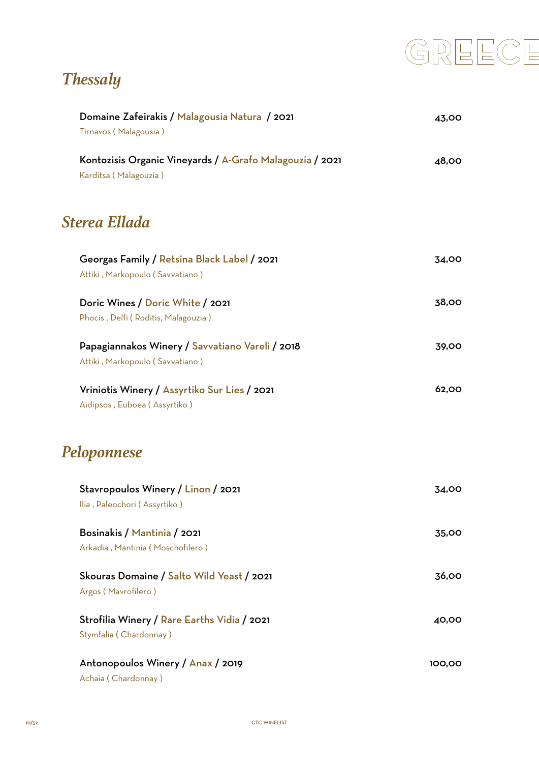# GREECE

## *Thessaly*

**Domaine Zafeirakis / Malagousia Natura / 2021** — 43,00
Tirnavos ( Malagousia )

**Kontozisis Organic Vineyards / A-Grafo Malagouzia / 2021** — 48,00
Karditsa ( Malagouzia )

## *Sterea Ellada*

**Georgas Family / Retsina Black Label / 2021** — 34,00
Attiki , Markopoulo ( Savvatiano )

**Doric Wines / Doric White / 2021** — 38,00
Phocis , Delfi ( Roditis, Malagouzia )

**Papagiannakos Winery / Savvatiano Vareli / 2018** — 39,00
Attiki , Markopoulo ( Savvatiano )

**Vriniotis Winery / Assyrtiko Sur Lies / 2021** — 62,00
Aidipsos , Euboea ( Assyrtiko )

## *Peloponnese*

**Stavropoulos Winery / Linon / 2021** — 34,00
Ilia , Paleochori ( Assyrtiko )

**Bosinakis / Mantinia / 2021** — 35,00
Arkadia , Mantinia ( Moschofilero )

**Skouras Domaine / Salto Wild Yeast / 2021** — 36,00
Argos ( Mavrofilero )

**Strofilia Winery / Rare Earths Vidia / 2021** — 40,00
Stymfalia ( Chardonnay )

**Antonopoulos Winery / Anax / 2019** — 100,00
Achaia ( Chardonnay )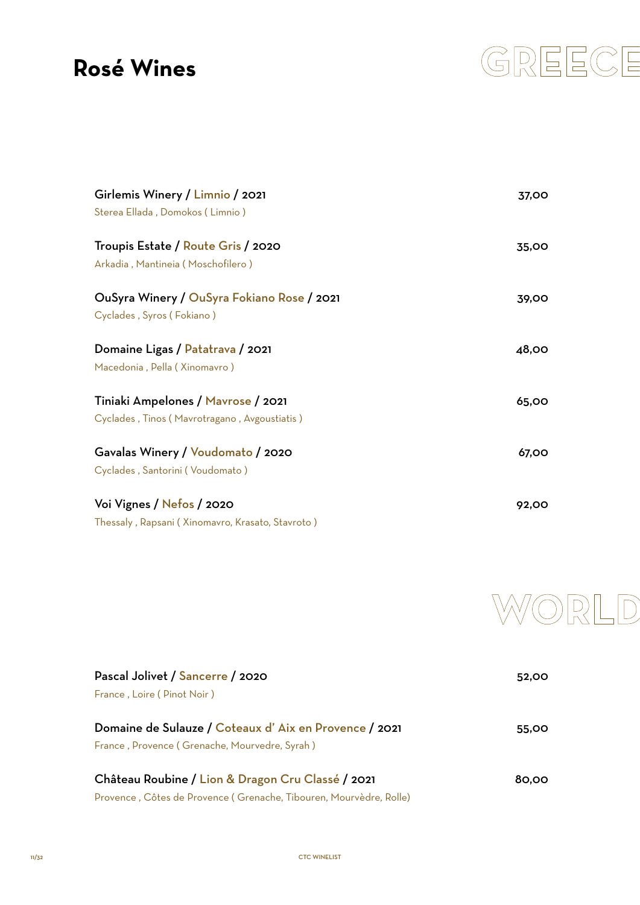# Rosé Wines

## GREECE

**Girlemis Winery / Limnio / 2021** — 37,00
Sterea Ellada , Domokos ( Limnio )

**Troupis Estate / Route Gris / 2020** — 35,00
Arkadia , Mantineia ( Moschofilero )

**OuSyra Winery / OuSyra Fokiano Rose / 2021** — 39,00
Cyclades , Syros ( Fokiano )

**Domaine Ligas / Patatrava / 2021** — 48,00
Macedonia , Pella ( Xinomavro )

**Tiniaki Ampelones / Mavrose / 2021** — 65,00
Cyclades , Tinos ( Mavrotragano , Avgoustiatis )

**Gavalas Winery / Voudomato / 2020** — 67,00
Cyclades , Santorini ( Voudomato )

**Voi Vignes / Nefos / 2020** — 92,00
Thessaly , Rapsani ( Xinomavro, Krasato, Stavroto )

## WORLD

**Pascal Jolivet / Sancerre / 2020** — 52,00
France , Loire ( Pinot Noir )

**Domaine de Sulauze / Coteaux d' Aix en Provence / 2021** — 55,00
France , Provence ( Grenache, Mourvedre, Syrah )

**Château Roubine / Lion & Dragon Cru Classé / 2021** — 80,00
Provence , Côtes de Provence ( Grenache, Tibouren, Mourvèdre, Rolle)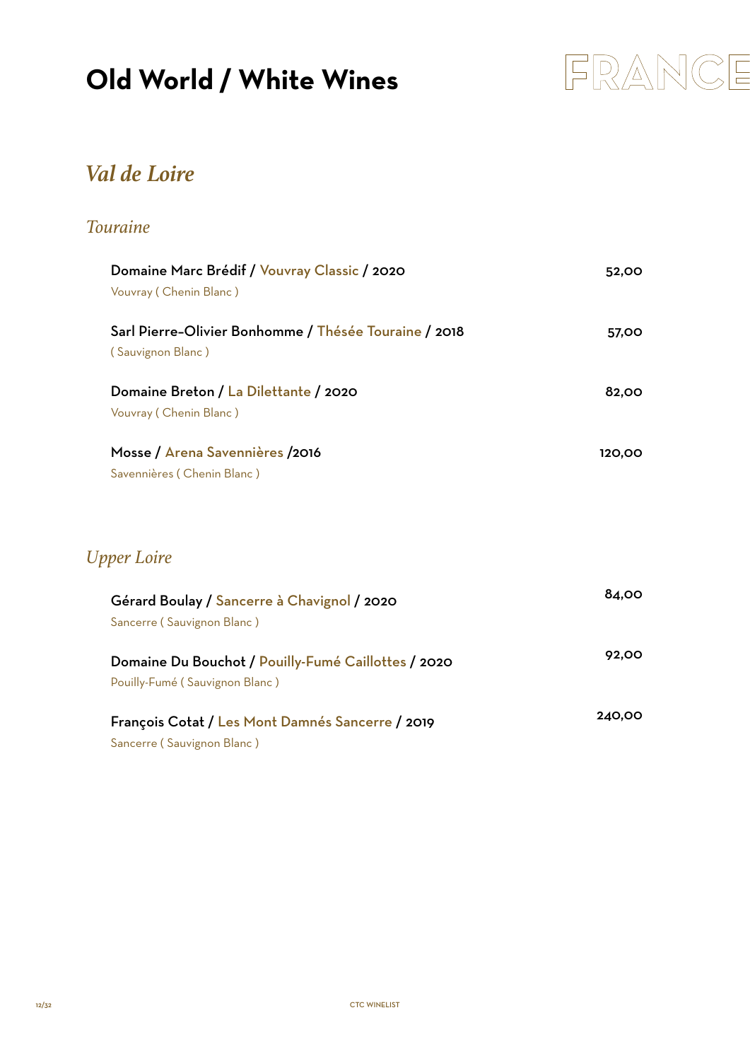# Old World / White Wines

FRANCE

## *Val de Loire*

### *Touraine*

**Domaine Marc Brédif / Vouvray Classic / 2020** — **52,00**
Vouvray ( Chenin Blanc )

**Sarl Pierre-Olivier Bonhomme / Thésée Touraine / 2018** — **57,00**
( Sauvignon Blanc )

**Domaine Breton / La Dilettante / 2020** — **82,00**
Vouvray ( Chenin Blanc )

**Mosse / Arena Savennières /2016** — **120,00**
Savennières ( Chenin Blanc )

### *Upper Loire*

**Gérard Boulay / Sancerre à Chavignol / 2020** — **84,00**
Sancerre ( Sauvignon Blanc )

**Domaine Du Bouchot / Pouilly-Fumé Caillottes / 2020** — **92,00**
Pouilly-Fumé ( Sauvignon Blanc )

**François Cotat / Les Mont Damnés Sancerre / 2019** — **240,00**
Sancerre ( Sauvignon Blanc )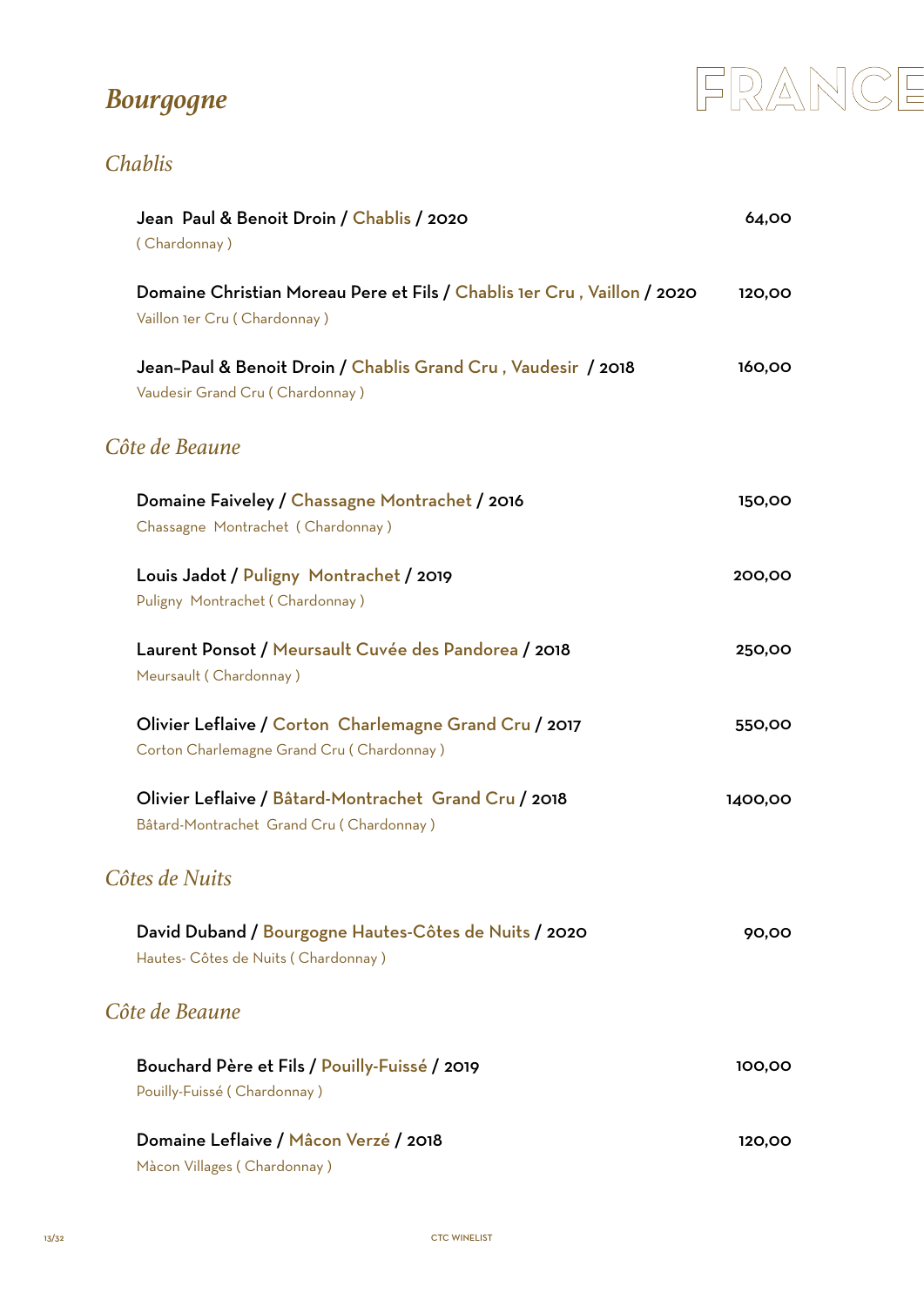# Bourgogne

FRANCE

## Chablis

**Jean Paul & Benoit Droin / Chablis / 2020** — 64,00
( Chardonnay )

**Domaine Christian Moreau Pere et Fils / Chablis 1er Cru , Vaillon / 2020** — 120,00
Vaillon 1er Cru ( Chardonnay )

**Jean-Paul & Benoit Droin / Chablis Grand Cru , Vaudesir / 2018** — 160,00
Vaudesir Grand Cru ( Chardonnay )

## Côte de Beaune

**Domaine Faiveley / Chassagne Montrachet / 2016** — 150,00
Chassagne Montrachet ( Chardonnay )

**Louis Jadot / Puligny Montrachet / 2019** — 200,00
Puligny Montrachet ( Chardonnay )

**Laurent Ponsot / Meursault Cuvée des Pandorea / 2018** — 250,00
Meursault ( Chardonnay )

**Olivier Leflaive / Corton Charlemagne Grand Cru / 2017** — 550,00
Corton Charlemagne Grand Cru ( Chardonnay )

**Olivier Leflaive / Bâtard-Montrachet Grand Cru / 2018** — 1400,00
Bâtard-Montrachet Grand Cru ( Chardonnay )

## Côtes de Nuits

**David Duband / Bourgogne Hautes-Côtes de Nuits / 2020** — 90,00
Hautes- Côtes de Nuits ( Chardonnay )

## Côte de Beaune

**Bouchard Père et Fils / Pouilly-Fuissé / 2019** — 100,00
Pouilly-Fuissé ( Chardonnay )

**Domaine Leflaive / Mâcon Verzé / 2018** — 120,00
Màcon Villages ( Chardonnay )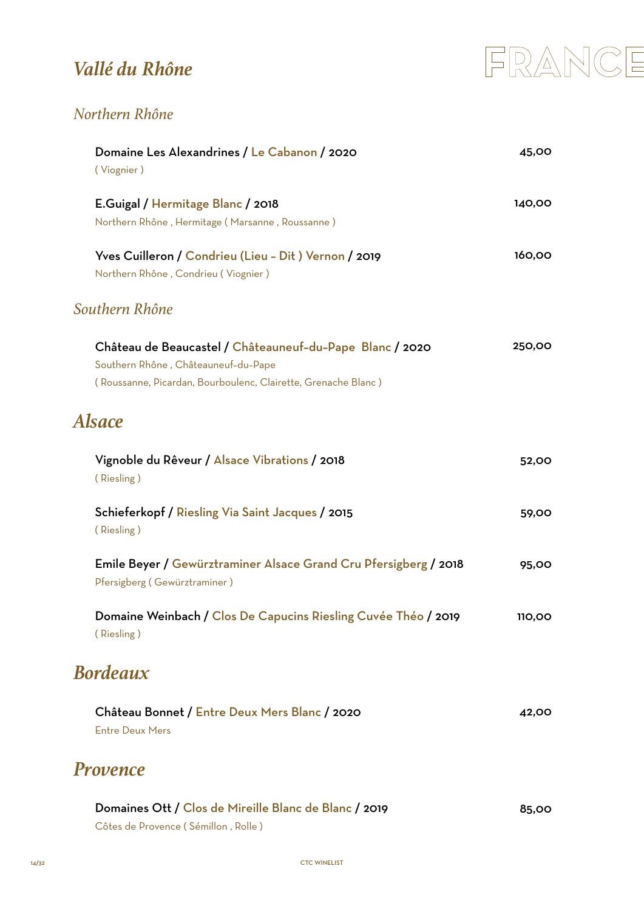# Vallé du Rhône

FRANCE

### Northern Rhône

**Domaine Les Alexandrines / Le Cabanon / 2020** — 45,00
( Viognier )

**E.Guigal / Hermitage Blanc / 2018** — 140,00
Northern Rhône , Hermitage ( Marsanne , Roussanne )

**Yves Cuilleron / Condrieu (Lieu - Dit ) Vernon / 2019** — 160,00
Northern Rhône , Condrieu ( Viognier )

### Southern Rhône

**Château de Beaucastel / Châteauneuf-du-Pape Blanc / 2020** — 250,00
Southern Rhône , Châteauneuf-du-Pape
( Roussanne, Picardan, Bourboulenc, Clairette, Grenache Blanc )

## Alsace

**Vignoble du Rêveur / Alsace Vibrations / 2018** — 52,00
( Riesling )

**Schieferkopf / Riesling Via Saint Jacques / 2015** — 59,00
( Riesling )

**Emile Beyer / Gewürztraminer Alsace Grand Cru Pfersigberg / 2018** — 95,00
Pfersigberg ( Gewürztraminer )

**Domaine Weinbach / Clos De Capucins Riesling Cuvée Théo / 2019** — 110,00
( Riesling )

## Bordeaux

**Château Bonnet / Entre Deux Mers Blanc / 2020** — 42,00
Entre Deux Mers

## Provence

**Domaines Ott / Clos de Mireille Blanc de Blanc / 2019** — 85,00
Côtes de Provence ( Sémillon , Rolle )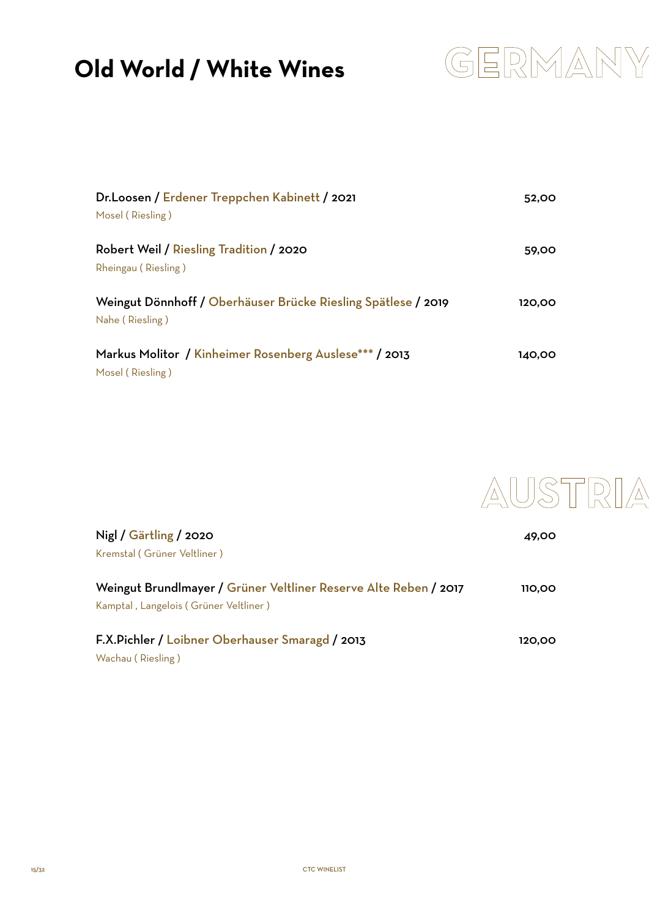# Old World / White Wines

## GERMANY

Dr.Loosen / Erdener Treppchen Kabinett / 2021 — 52,00
Mosel ( Riesling )

Robert Weil / Riesling Tradition / 2020 — 59,00
Rheingau ( Riesling )

Weingut Dönnhoff / Oberhäuser Brücke Riesling Spätlese / 2019 — 120,00
Nahe ( Riesling )

Markus Molitor / Kinheimer Rosenberg Auslese*** / 2013 — 140,00
Mosel ( Riesling )

## AUSTRIA

Nigl / Gärtling / 2020 — 49,00
Kremstal ( Grüner Veltliner )

Weingut Brundlmayer / Grüner Veltliner Reserve Alte Reben / 2017 — 110,00
Kamptal , Langelois ( Grüner Veltliner )

F.X.Pichler / Loibner Oberhauser Smaragd / 2013 — 120,00
Wachau ( Riesling )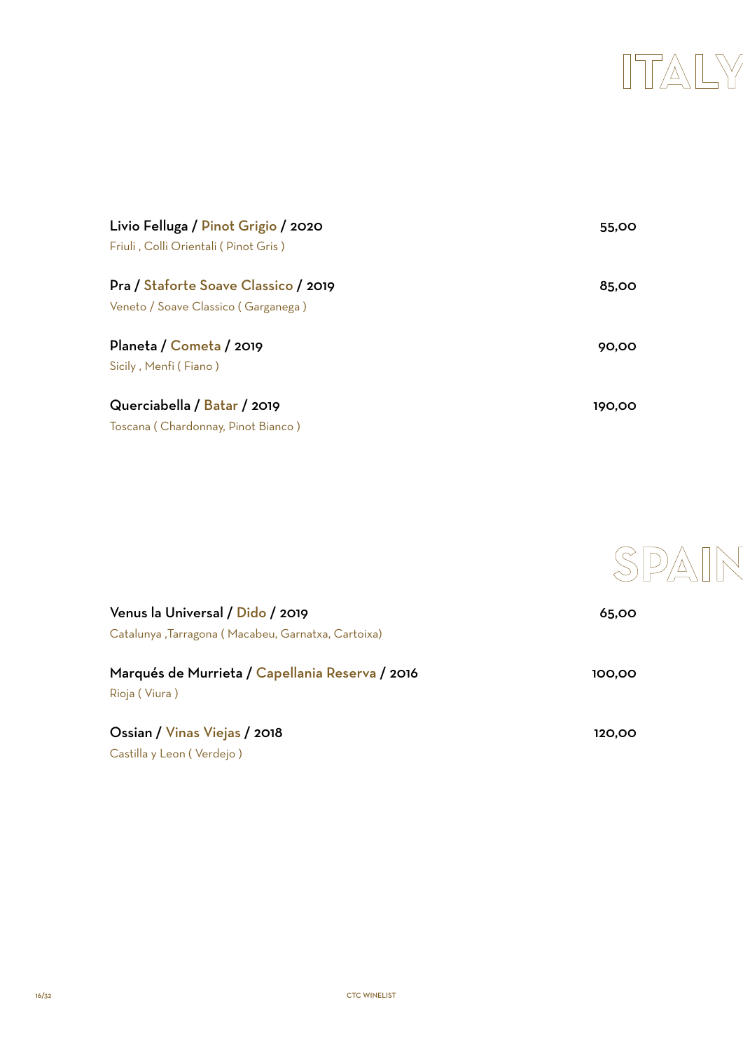# ITALY

**Livio Felluga / Pinot Grigio / 2020** — **55,00**
Friuli , Colli Orientali ( Pinot Gris )

**Pra / Staforte Soave Classico / 2019** — **85,00**
Veneto / Soave Classico ( Garganega )

**Planeta / Cometa / 2019** — **90,00**
Sicily , Menfi ( Fiano )

**Querciabella / Batar / 2019** — **190,00**
Toscana ( Chardonnay, Pinot Bianco )

# SPAIN

**Venus la Universal / Dido / 2019** — **65,00**
Catalunya ,Tarragona ( Macabeu, Garnatxa, Cartoixa)

**Marqués de Murrieta / Capellania Reserva / 2016** — **100,00**
Rioja ( Viura )

**Ossian / Vinas Viejas / 2018** — **120,00**
Castilla y Leon ( Verdejo )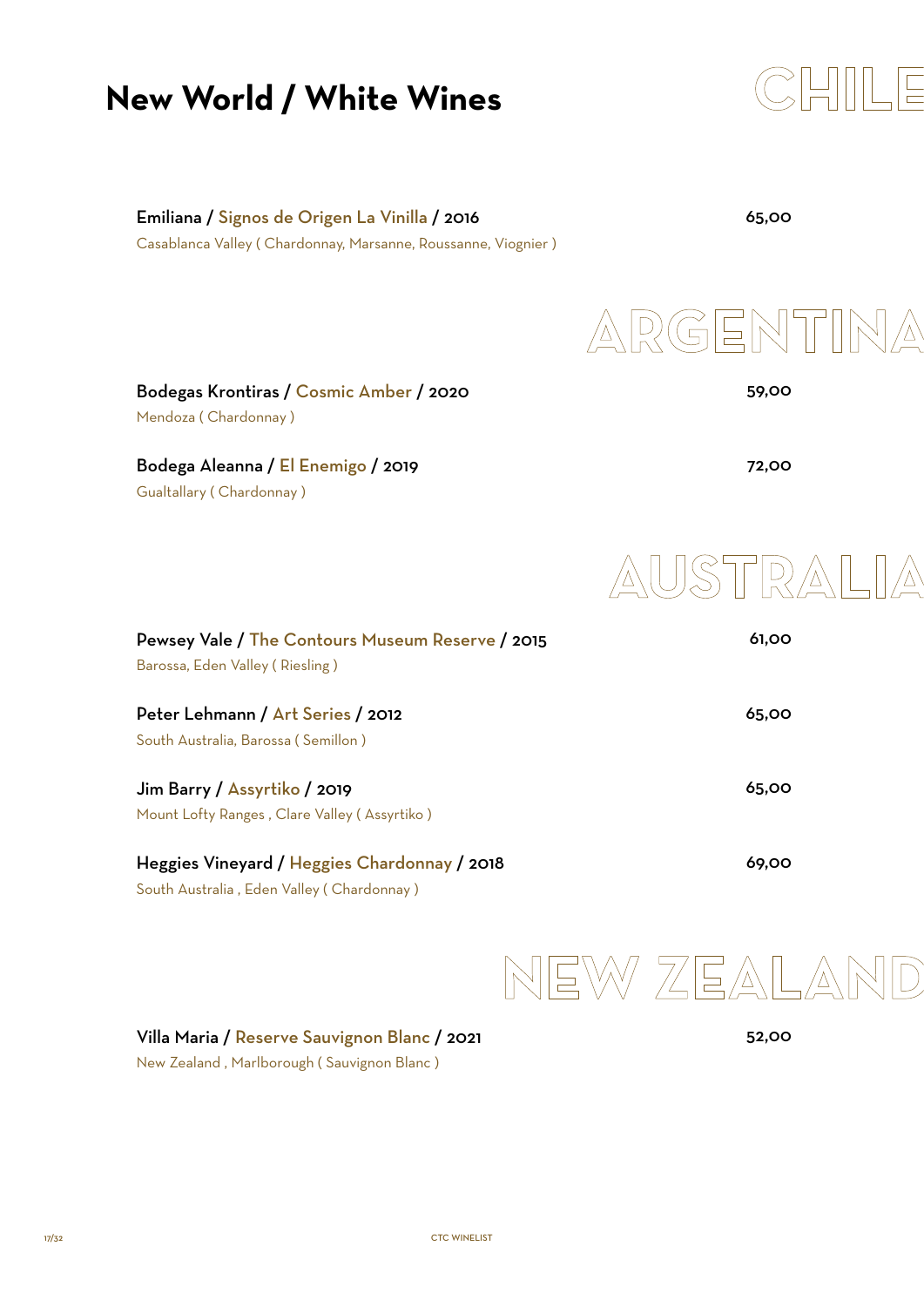# New World / White Wines

## CHILE

**Emiliana / Signos de Origen La Vinilla / 2016** — 65,00
Casablanca Valley ( Chardonnay, Marsanne, Roussanne, Viognier )

## ARGENTINA

**Bodegas Krontiras / Cosmic Amber / 2020** — 59,00
Mendoza ( Chardonnay )

**Bodega Aleanna / El Enemigo / 2019** — 72,00
Gualtallary ( Chardonnay )

## AUSTRALIA

**Pewsey Vale / The Contours Museum Reserve / 2015** — 61,00
Barossa, Eden Valley ( Riesling )

**Peter Lehmann / Art Series / 2012** — 65,00
South Australia, Barossa ( Semillon )

**Jim Barry / Assyrtiko / 2019** — 65,00
Mount Lofty Ranges , Clare Valley ( Assyrtiko )

**Heggies Vineyard / Heggies Chardonnay / 2018** — 69,00
South Australia , Eden Valley ( Chardonnay )

## NEW ZEALAND

**Villa Maria / Reserve Sauvignon Blanc / 2021** — 52,00
New Zealand , Marlborough ( Sauvignon Blanc )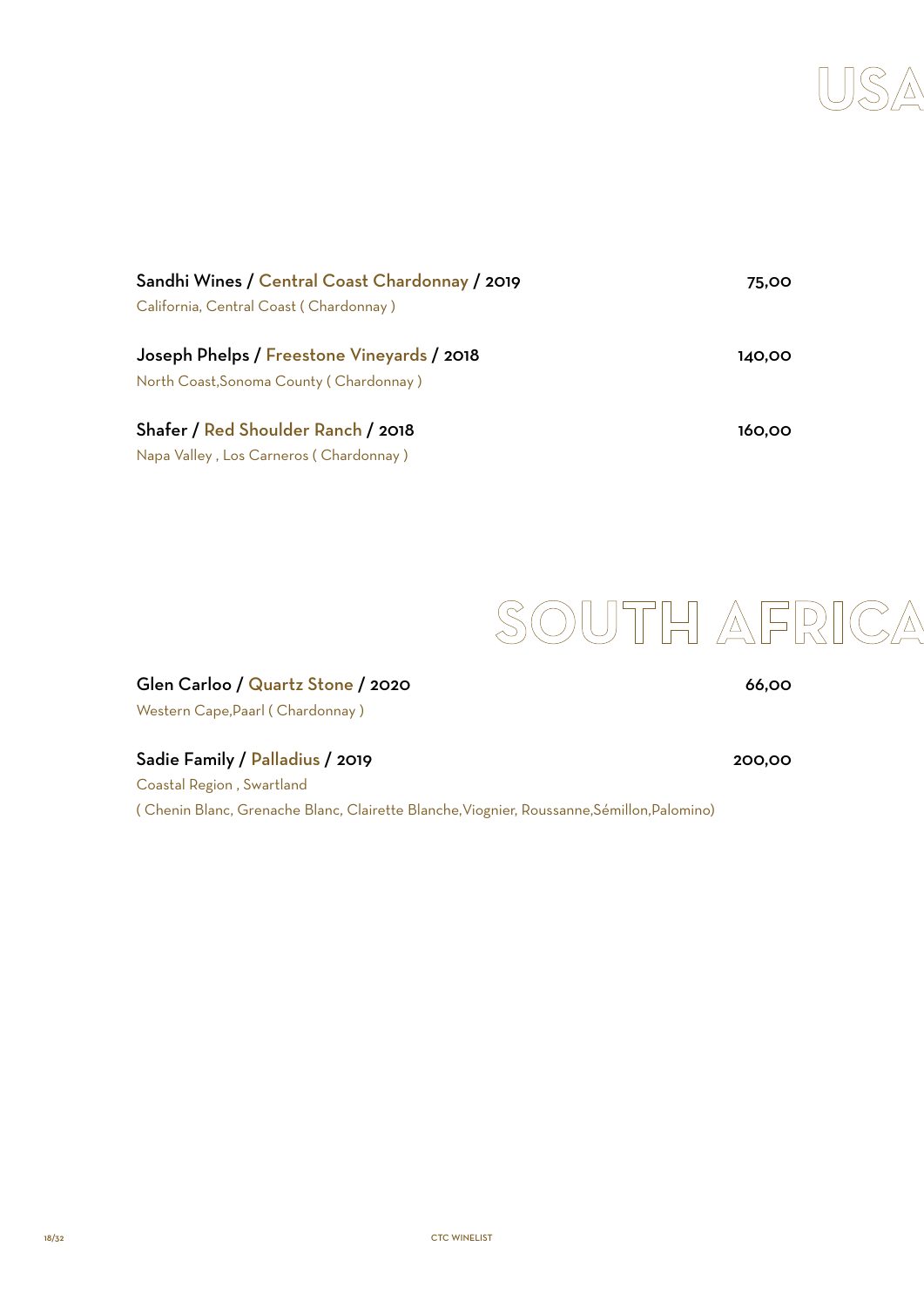# USA

**Sandhi Wines / Central Coast Chardonnay / 2019** — **75,00**
California, Central Coast ( Chardonnay )

**Joseph Phelps / Freestone Vineyards / 2018** — **140,00**
North Coast,Sonoma County ( Chardonnay )

**Shafer / Red Shoulder Ranch / 2018** — **160,00**
Napa Valley , Los Carneros ( Chardonnay )

# SOUTH AFRICA

**Glen Carloo / Quartz Stone / 2020** — **66,00**
Western Cape,Paarl ( Chardonnay )

**Sadie Family / Palladius / 2019** — **200,00**
Coastal Region , Swartland
( Chenin Blanc, Grenache Blanc, Clairette Blanche,Viognier, Roussanne,Sémillon,Palomino)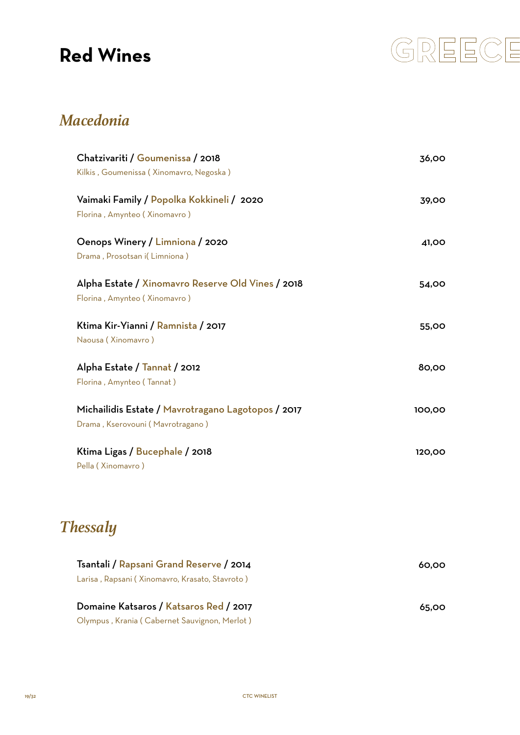# Red Wines

GREECE

## *Macedonia*

**Chatzivariti / Goumenissa / 2018** — 36,00
Kilkis , Goumenissa ( Xinomavro, Negoska )

**Vaimaki Family / Popolka Kokkineli / 2020** — 39,00
Florina , Amynteo ( Xinomavro )

**Oenops Winery / Limniona / 2020** — 41,00
Drama , Prosotsan i( Limniona )

**Alpha Estate / Xinomavro Reserve Old Vines / 2018** — 54,00
Florina , Amynteo ( Xinomavro )

**Ktima Kir-Yianni / Ramnista / 2017** — 55,00
Naousa ( Xinomavro )

**Alpha Estate / Tannat / 2012** — 80,00
Florina , Amynteo ( Tannat )

**Michailidis Estate / Mavrotragano Lagotopos / 2017** — 100,00
Drama , Kserovouni ( Mavrotragano )

**Ktima Ligas / Bucephale / 2018** — 120,00
Pella ( Xinomavro )

## *Thessaly*

**Tsantali / Rapsani Grand Reserve / 2014** — 60,00
Larisa , Rapsani ( Xinomavro, Krasato, Stavroto )

**Domaine Katsaros / Katsaros Red / 2017** — 65,00
Olympus , Krania ( Cabernet Sauvignon, Merlot )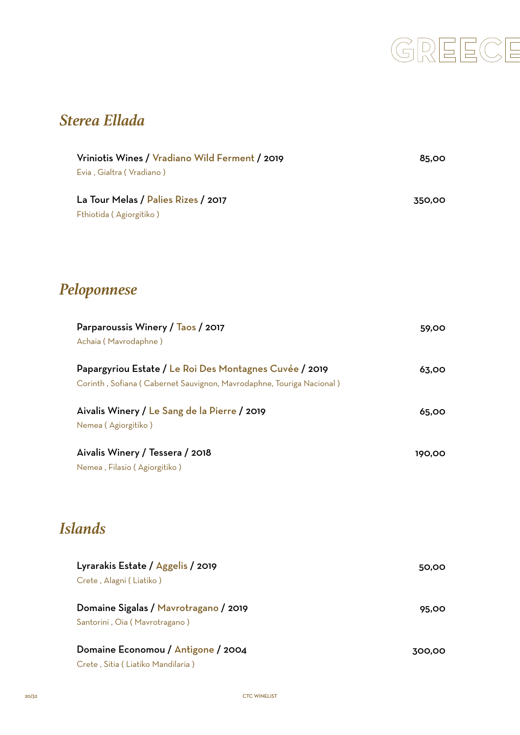# GREECE

## *Sterea Ellada*

**Vriniotis Wines / Vradiano Wild Ferment / 2019** — 85,00
Evia , Gialtra ( Vradiano )

**La Tour Melas / Palies Rizes / 2017** — 350,00
Fthiotida ( Agiorgitiko )

## *Peloponnese*

**Parparoussis Winery / Taos / 2017** — 59,00
Achaia ( Mavrodaphne )

**Papargyriou Estate / Le Roi Des Montagnes Cuvée / 2019** — 63,00
Corinth , Sofiana ( Cabernet Sauvignon, Mavrodaphne, Touriga Nacional )

**Aivalis Winery / Le Sang de la Pierre / 2019** — 65,00
Nemea ( Agiorgitiko )

**Aivalis Winery / Tessera / 2018** — 190,00
Nemea , Filasio ( Agiorgitiko )

## *Islands*

**Lyrarakis Estate / Aggelis / 2019** — 50,00
Crete , Alagni ( Liatiko )

**Domaine Sigalas / Mavrotragano / 2019** — 95,00
Santorini , Oia ( Mavrotragano )

**Domaine Economou / Antigone / 2004** — 300,00
Crete , Sitia ( Liatiko Mandilaria )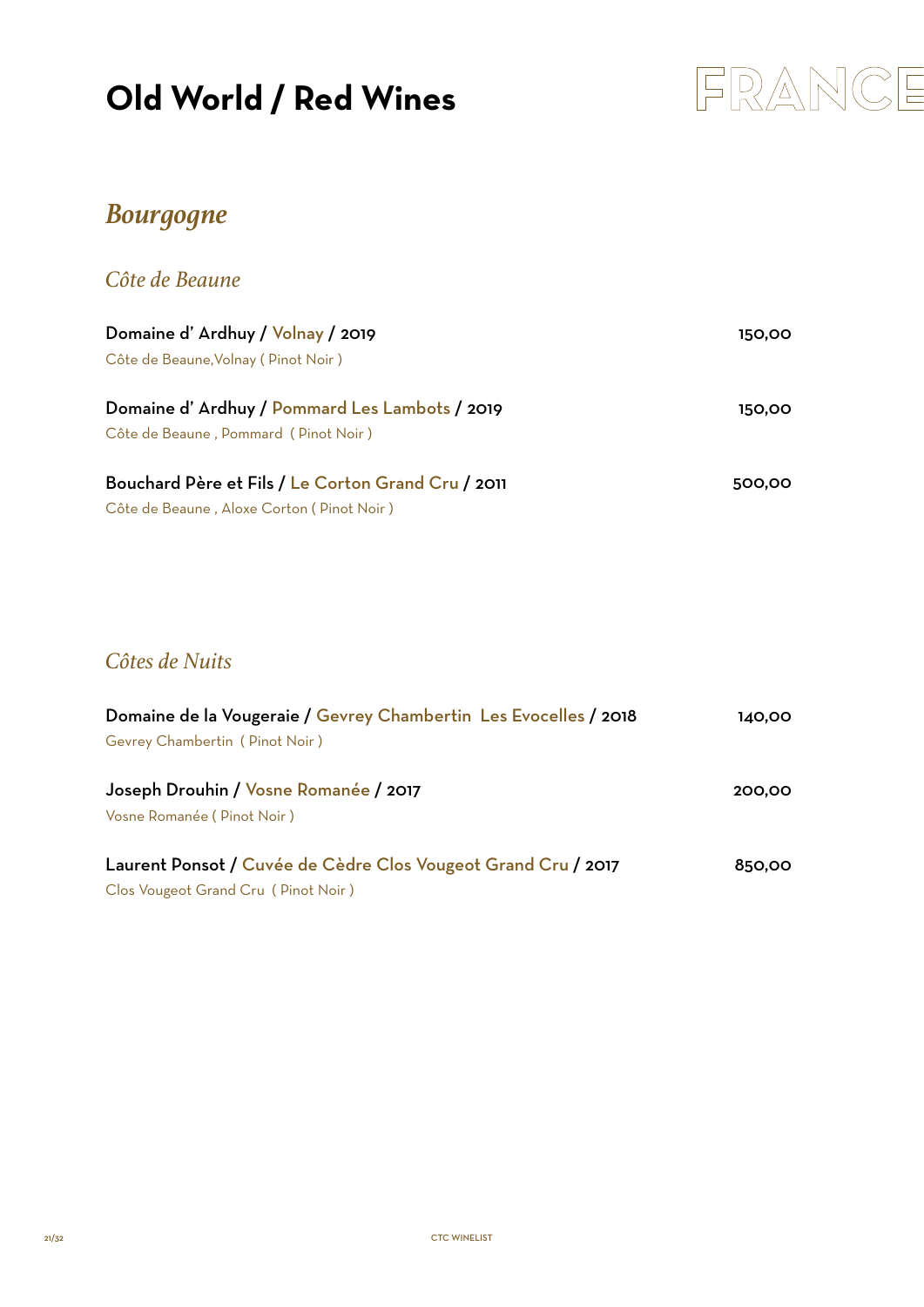# Old World / Red Wines

FRANCE

## *Bourgogne*

### *Côte de Beaune*

**Domaine d' Ardhuy / Volnay / 2019** — 150,00
Côte de Beaune,Volnay ( Pinot Noir )

**Domaine d' Ardhuy / Pommard Les Lambots / 2019** — 150,00
Côte de Beaune , Pommard ( Pinot Noir )

**Bouchard Père et Fils / Le Corton Grand Cru / 2011** — 500,00
Côte de Beaune , Aloxe Corton ( Pinot Noir )

### *Côtes de Nuits*

**Domaine de la Vougeraie / Gevrey Chambertin Les Evocelles / 2018** — 140,00
Gevrey Chambertin ( Pinot Noir )

**Joseph Drouhin / Vosne Romanée / 2017** — 200,00
Vosne Romanée ( Pinot Noir )

**Laurent Ponsot / Cuvée de Cèdre Clos Vougeot Grand Cru / 2017** — 850,00
Clos Vougeot Grand Cru ( Pinot Noir )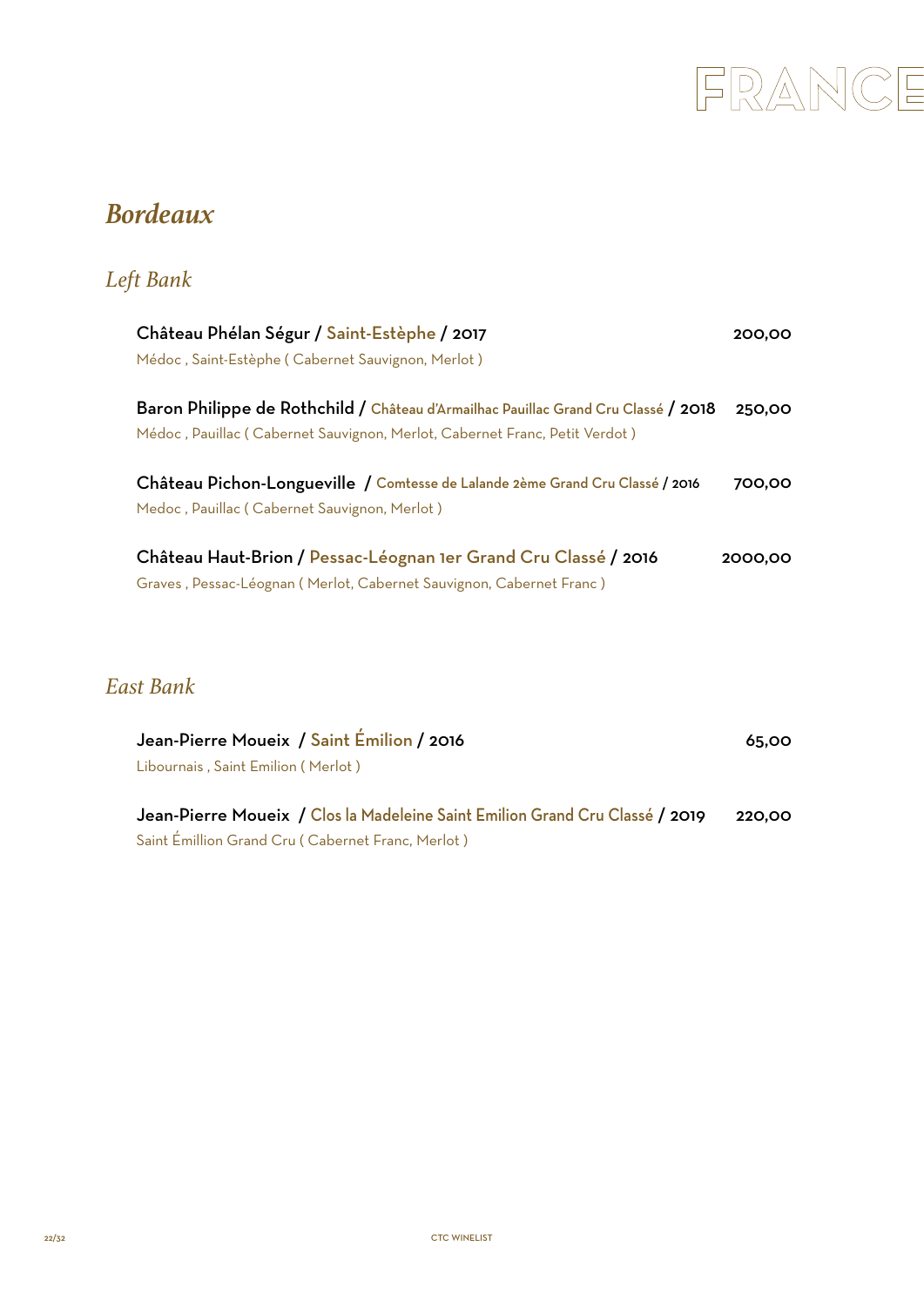# FRANCE

## *Bordeaux*

### *Left Bank*

**Château Phélan Ségur / Saint-Estèphe / 2017** — 200,00
Médoc , Saint-Estèphe ( Cabernet Sauvignon, Merlot )

**Baron Philippe de Rothchild / Château d'Armailhac Pauillac Grand Cru Classé / 2018** — 250,00
Médoc , Pauillac ( Cabernet Sauvignon, Merlot, Cabernet Franc, Petit Verdot )

**Château Pichon-Longueville / Comtesse de Lalande 2ème Grand Cru Classé / 2016** — 700,00
Medoc , Pauillac ( Cabernet Sauvignon, Merlot )

**Château Haut-Brion / Pessac-Léognan 1er Grand Cru Classé / 2016** — 2000,00
Graves , Pessac-Léognan ( Merlot, Cabernet Sauvignon, Cabernet Franc )

### *East Bank*

**Jean-Pierre Moueix / Saint Émilion / 2016** — 65,00
Libournais , Saint Emilion ( Merlot )

**Jean-Pierre Moueix / Clos la Madeleine Saint Emilion Grand Cru Classé / 2019** — 220,00
Saint Émillion Grand Cru ( Cabernet Franc, Merlot )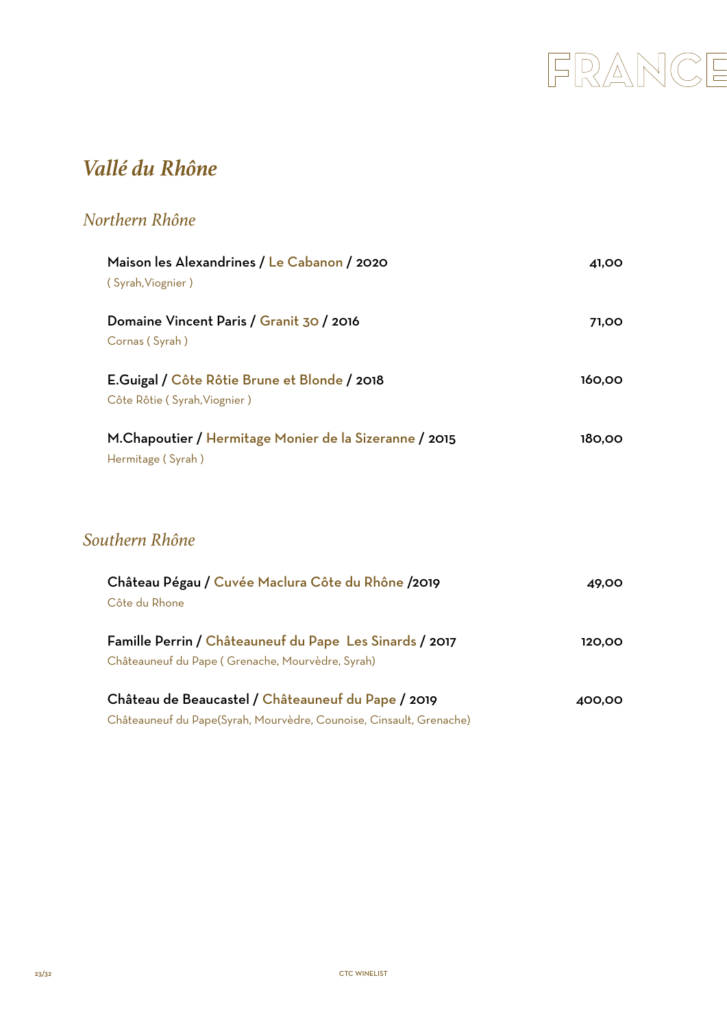# FRANCE

## *Vallé du Rhône*

### *Northern Rhône*

**Maison les Alexandrines / Le Cabanon / 2020** — **41,00**
( Syrah,Viognier )

**Domaine Vincent Paris / Granit 30 / 2016** — **71,00**
Cornas ( Syrah )

**E.Guigal / Côte Rôtie Brune et Blonde / 2018** — **160,00**
Côte Rôtie ( Syrah,Viognier )

**M.Chapoutier / Hermitage Monier de la Sizeranne / 2015** — **180,00**
Hermitage ( Syrah )

### *Southern Rhône*

**Château Pégau / Cuvée Maclura Côte du Rhône /2019** — **49,00**
Côte du Rhone

**Famille Perrin / Châteauneuf du Pape Les Sinards / 2017** — **120,00**
Châteauneuf du Pape ( Grenache, Mourvèdre, Syrah)

**Château de Beaucastel / Châteauneuf du Pape / 2019** — **400,00**
Châteauneuf du Pape(Syrah, Mourvèdre, Counoise, Cinsault, Grenache)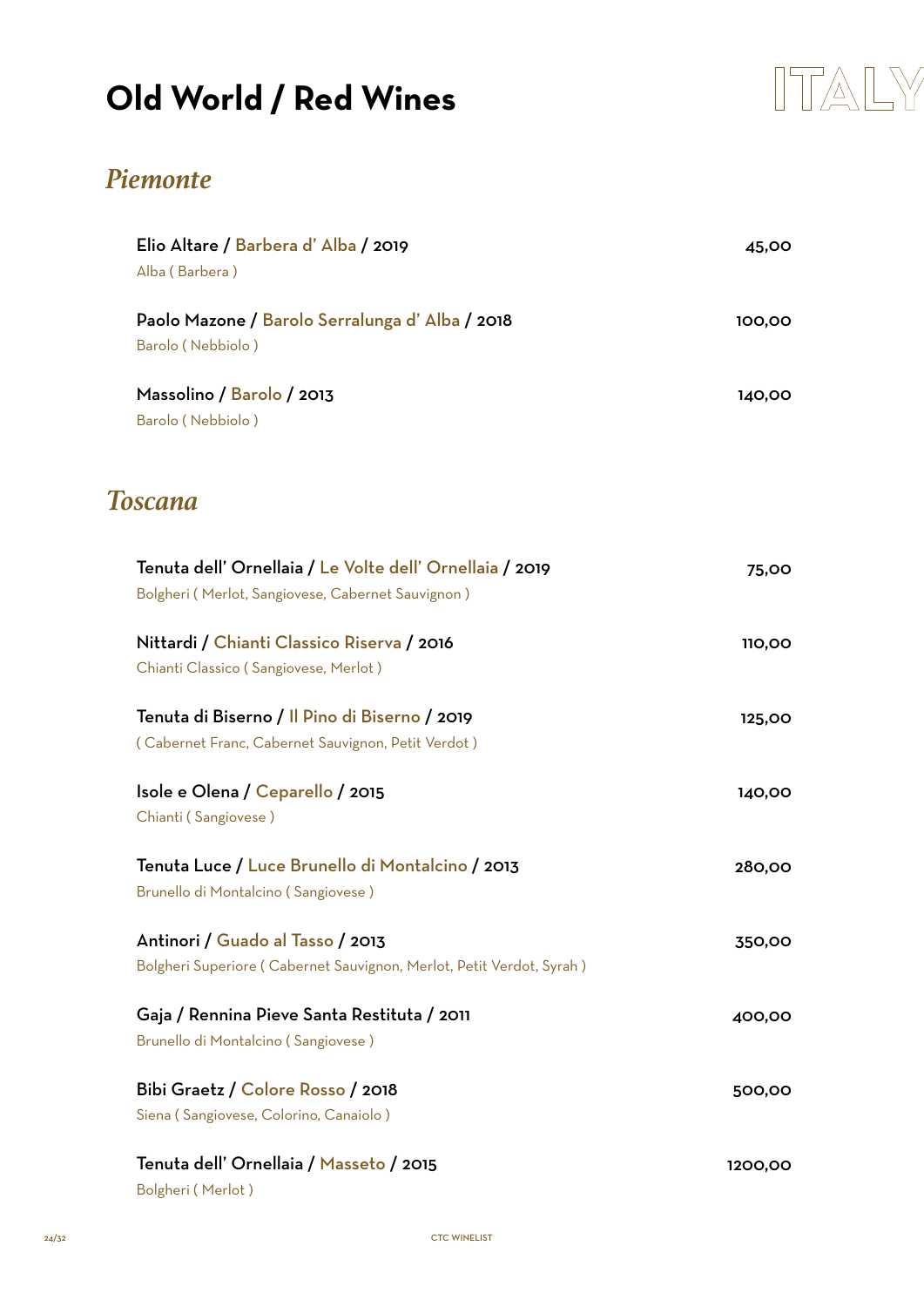# Old World / Red Wines

ITALY

## *Piemonte*

**Elio Altare / Barbera d' Alba / 2019** — 45,00
Alba ( Barbera )

**Paolo Mazone / Barolo Serralunga d' Alba / 2018** — 100,00
Barolo ( Nebbiolo )

**Massolino / Barolo / 2013** — 140,00
Barolo ( Nebbiolo )

## *Toscana*

**Tenuta dell' Ornellaia / Le Volte dell' Ornellaia / 2019** — 75,00
Bolgheri ( Merlot, Sangiovese, Cabernet Sauvignon )

**Nittardi / Chianti Classico Riserva / 2016** — 110,00
Chianti Classico ( Sangiovese, Merlot )

**Tenuta di Biserno / Il Pino di Biserno / 2019** — 125,00
( Cabernet Franc, Cabernet Sauvignon, Petit Verdot )

**Isole e Olena / Ceparello / 2015** — 140,00
Chianti ( Sangiovese )

**Tenuta Luce / Luce Brunello di Montalcino / 2013** — 280,00
Brunello di Montalcino ( Sangiovese )

**Antinori / Guado al Tasso / 2013** — 350,00
Bolgheri Superiore ( Cabernet Sauvignon, Merlot, Petit Verdot, Syrah )

**Gaja / Rennina Pieve Santa Restituta / 2011** — 400,00
Brunello di Montalcino ( Sangiovese )

**Bibi Graetz / Colore Rosso / 2018** — 500,00
Siena ( Sangiovese, Colorino, Canaiolo )

**Tenuta dell' Ornellaia / Masseto / 2015** — 1200,00
Bolgheri ( Merlot )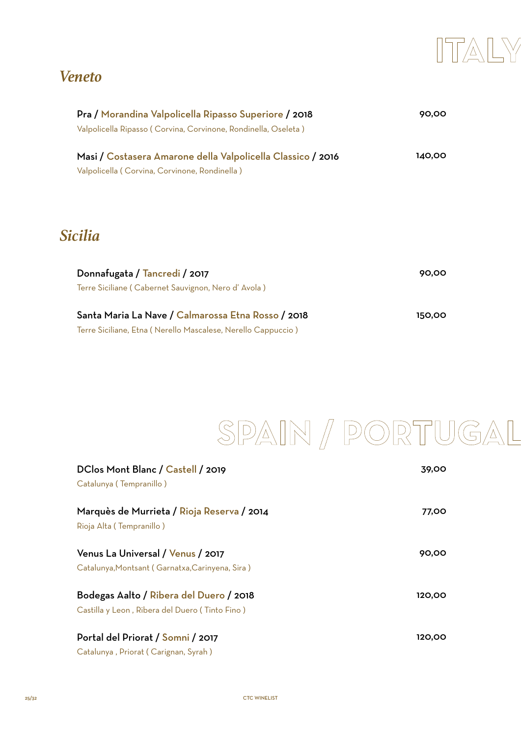# ITALY

## *Veneto*

**Pra / Morandina Valpolicella Ripasso Superiore / 2018** — 90,00
Valpolicella Ripasso ( Corvina, Corvinone, Rondinella, Oseleta )

**Masi / Costasera Amarone della Valpolicella Classico / 2016** — 140,00
Valpolicella ( Corvina, Corvinone, Rondinella )

## *Sicilia*

**Donnafugata / Tancredi / 2017** — 90,00
Terre Siciliane ( Cabernet Sauvignon, Nero d' Avola )

**Santa Maria La Nave / Calmarossa Etna Rosso / 2018** — 150,00
Terre Siciliane, Etna ( Nerello Mascalese, Nerello Cappuccio )

# SPAIN / PORTUGAL

**DClos Mont Blanc / Castell / 2019** — 39,00
Catalunya ( Tempranillo )

**Marquès de Murrieta / Rioja Reserva / 2014** — 77,00
Rioja Alta ( Tempranillo )

**Venus La Universal / Venus / 2017** — 90,00
Catalunya,Montsant ( Garnatxa,Carinyena, Sira )

**Bodegas Aalto / Ribera del Duero / 2018** — 120,00
Castilla y Leon , Ribera del Duero ( Tinto Fino )

**Portal del Priorat / Somni / 2017** — 120,00
Catalunya , Priorat ( Carignan, Syrah )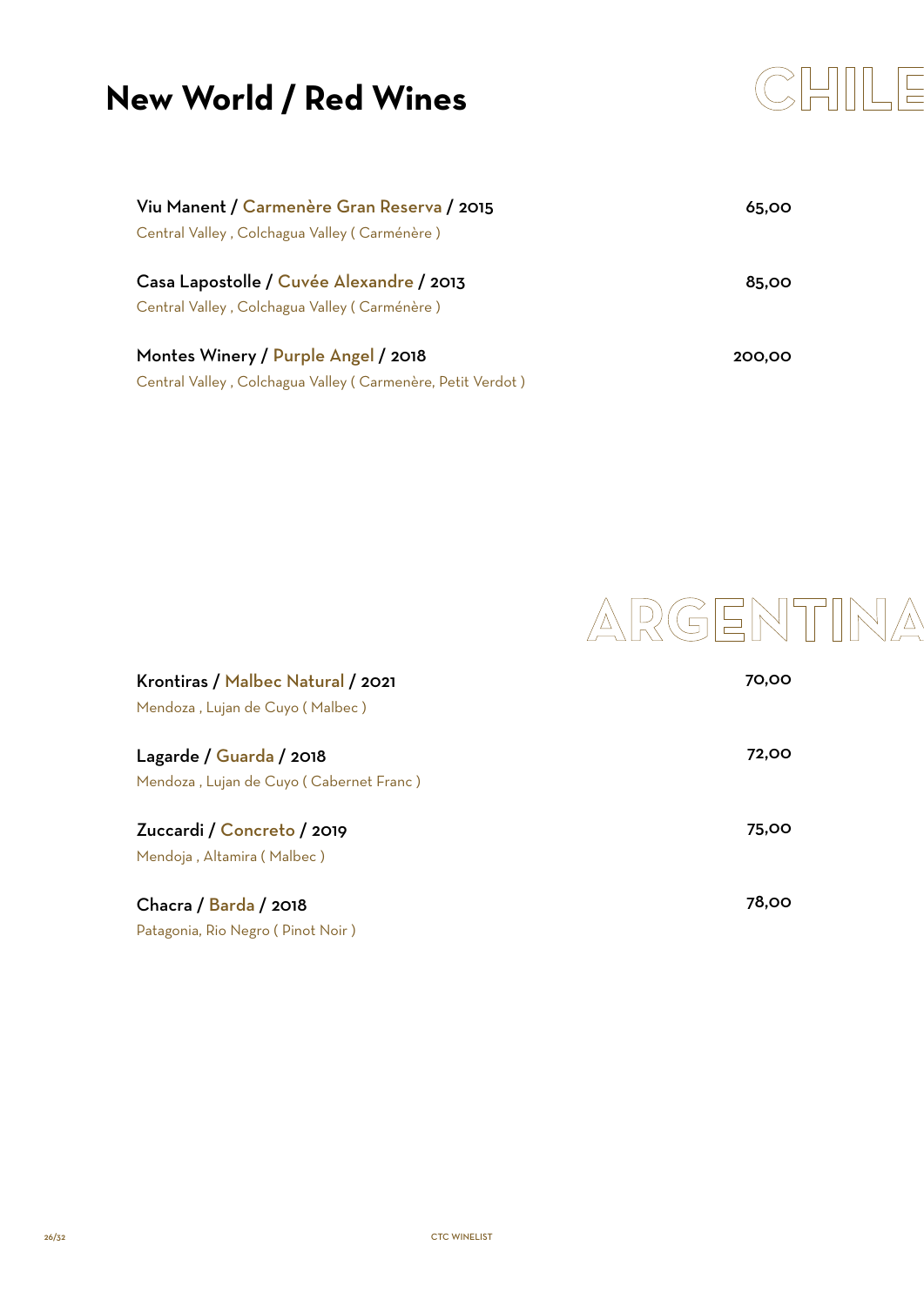# New World / Red Wines

## CHILE

**Viu Manent / Carmenère Gran Reserva / 2015** — 65,00
Central Valley , Colchagua Valley ( Carménère )

**Casa Lapostolle / Cuvée Alexandre / 2013** — 85,00
Central Valley , Colchagua Valley ( Carménère )

**Montes Winery / Purple Angel / 2018** — 200,00
Central Valley , Colchagua Valley ( Carmenère, Petit Verdot )

## ARGENTINA

**Krontiras / Malbec Natural / 2021** — 70,00
Mendoza , Lujan de Cuyo ( Malbec )

**Lagarde / Guarda / 2018** — 72,00
Mendoza , Lujan de Cuyo ( Cabernet Franc )

**Zuccardi / Concreto / 2019** — 75,00
Mendoja , Altamira ( Malbec )

**Chacra / Barda / 2018** — 78,00
Patagonia, Rio Negro ( Pinot Noir )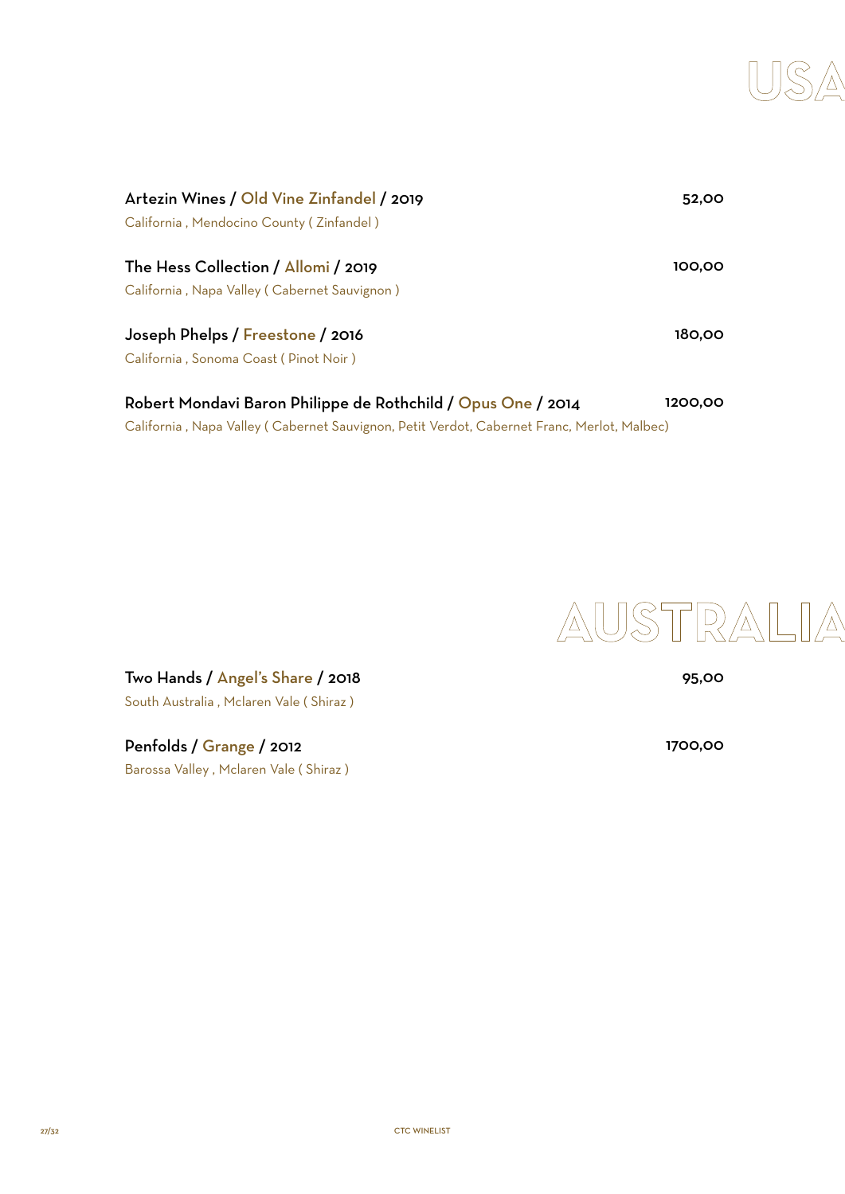# USA

**Artezin Wines / Old Vine Zinfandel / 2019** — 52,00
California , Mendocino County ( Zinfandel )

**The Hess Collection / Allomi / 2019** — 100,00
California , Napa Valley ( Cabernet Sauvignon )

**Joseph Phelps / Freestone / 2016** — 180,00
California , Sonoma Coast ( Pinot Noir )

**Robert Mondavi Baron Philippe de Rothchild / Opus One / 2014** — 1200,00
California , Napa Valley ( Cabernet Sauvignon, Petit Verdot, Cabernet Franc, Merlot, Malbec)

# AUSTRALIA

**Two Hands / Angel's Share / 2018** — 95,00
South Australia , Mclaren Vale ( Shiraz )

**Penfolds / Grange / 2012** — 1700,00
Barossa Valley , Mclaren Vale ( Shiraz )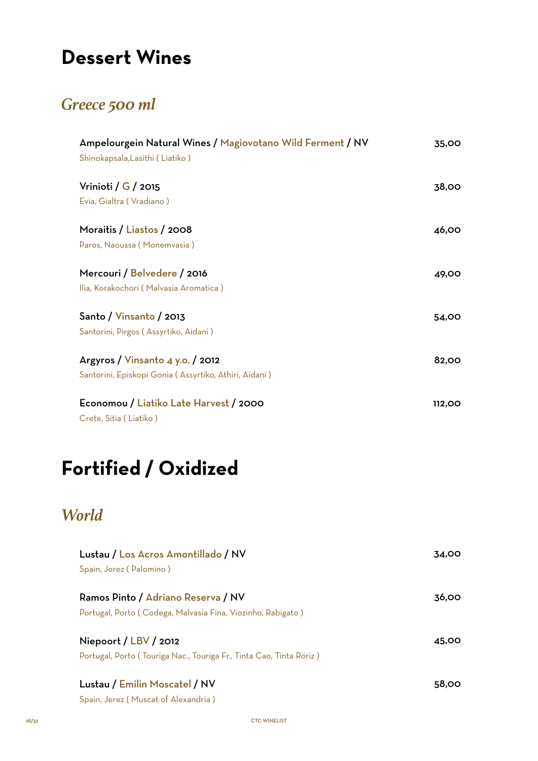# Dessert Wines

## *Greece 500 ml*

**Ampelourgein Natural Wines / Magiovotano Wild Ferment / NV** — 35,00
Shinokapsala,Lasithi ( Liatiko )

**Vrinioti / G / 2015** — 38,00
Evia, Gialtra ( Vradiano )

**Moraitis / Liastos / 2008** — 46,00
Paros, Naoussa ( Monemvasia )

**Mercouri / Belvedere / 2016** — 49,00
Ilia, Korakochori ( Malvasia Aromatica )

**Santo / Vinsanto / 2013** — 54,00
Santorini, Pirgos ( Assyrtiko, Aidani )

**Argyros / Vinsanto 4 y.o. / 2012** — 82,00
Santorini, Episkopi Gonia ( Assyrtiko, Athiri, Aidani )

**Economou / Liatiko Late Harvest / 2000** — 112,00
Crete, Sitia ( Liatiko )

# Fortified / Oxidized

## *World*

**Lustau / Los Acros Amontillado / NV** — 34,00
Spain, Jerez ( Palomino )

**Ramos Pinto / Adriano Reserva / NV** — 36,00
Portugal, Porto ( Codega, Malvasia Fina, Viozinho, Rabigato )

**Niepoort / LBV / 2012** — 45,00
Portugal, Porto ( Touriga Nac., Touriga Fr., Tinta Cao, Tinta Roriz )

**Lustau / Emilin Moscatel / NV** — 58,00
Spain, Jerez ( Muscat of Alexandria )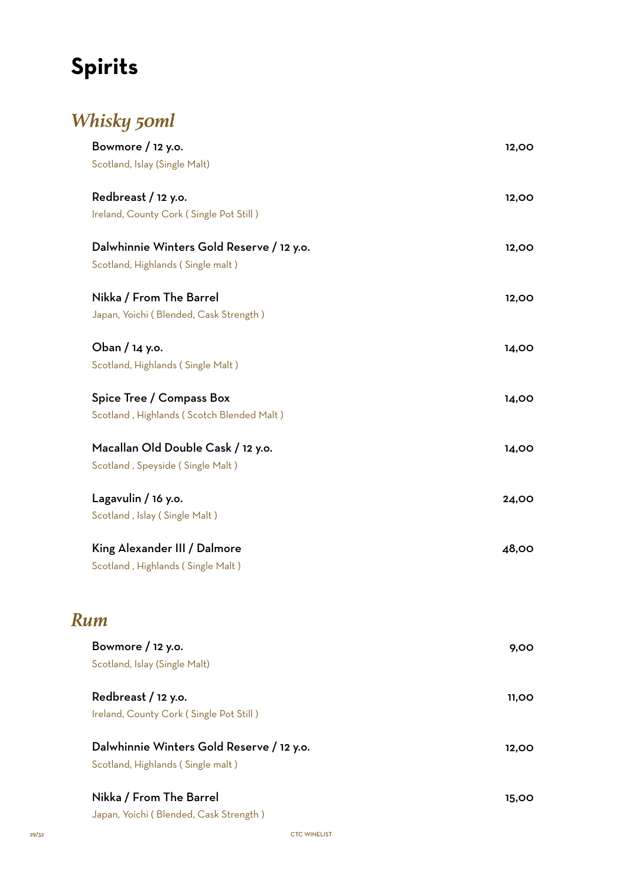# Spirits

## *Whisky 50ml*

**Bowmore / 12 y.o.** — **12,00**
Scotland, Islay (Single Malt)

**Redbreast / 12 y.o.** — **12,00**
Ireland, County Cork ( Single Pot Still )

**Dalwhinnie Winters Gold Reserve / 12 y.o.** — **12,00**
Scotland, Highlands ( Single malt )

**Nikka / From The Barrel** — **12,00**
Japan, Yoichi ( Blended, Cask Strength )

**Oban / 14 y.o.** — **14,00**
Scotland, Highlands ( Single Malt )

**Spice Tree / Compass Box** — **14,00**
Scotland , Highlands ( Scotch Blended Malt )

**Macallan Old Double Cask / 12 y.o.** — **14,00**
Scotland , Speyside ( Single Malt )

**Lagavulin / 16 y.o.** — **24,00**
Scotland , Islay ( Single Malt )

**King Alexander III / Dalmore** — **48,00**
Scotland , Highlands ( Single Malt )

## *Rum*

**Bowmore / 12 y.o.** — **9,00**
Scotland, Islay (Single Malt)

**Redbreast / 12 y.o.** — **11,00**
Ireland, County Cork ( Single Pot Still )

**Dalwhinnie Winters Gold Reserve / 12 y.o.** — **12,00**
Scotland, Highlands ( Single malt )

**Nikka / From The Barrel** — **15,00**
Japan, Yoichi ( Blended, Cask Strength )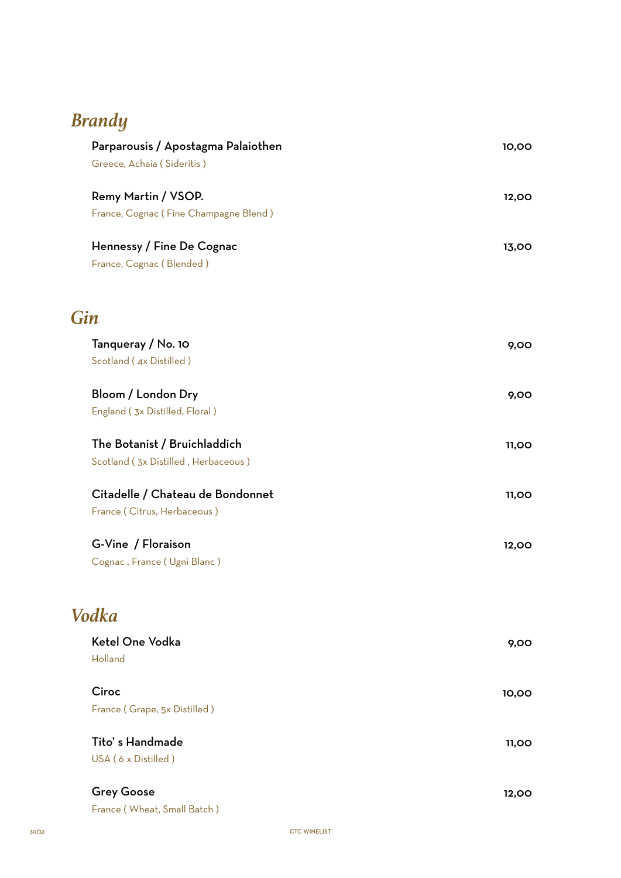## *Brandy*

**Parparousis / Apostagma Palaiothen** — 10,00
Greece, Achaia ( Sideritis )

**Remy Martin / VSOP.** — 12,00
France, Cognac ( Fine Champagne Blend )

**Hennessy / Fine De Cognac** — 13,00
France, Cognac ( Blended )

## *Gin*

**Tanqueray / No. 10** — 9,00
Scotland ( 4x Distilled )

**Bloom / London Dry** — 9,00
England ( 3x Distilled, Floral )

**The Botanist / Bruichladdich** — 11,00
Scotland ( 3x Distilled , Herbaceous )

**Citadelle / Chateau de Bondonnet** — 11,00
France ( Citrus, Herbaceous )

**G-Vine / Floraison** — 12,00
Cognac , France ( Ugni Blanc )

## *Vodka*

**Ketel One Vodka** — 9,00
Holland

**Ciroc** — 10,00
France ( Grape, 5x Distilled )

**Tito' s Handmade** — 11,00
USA ( 6 x Distilled )

**Grey Goose** — 12,00
France ( Wheat, Small Batch )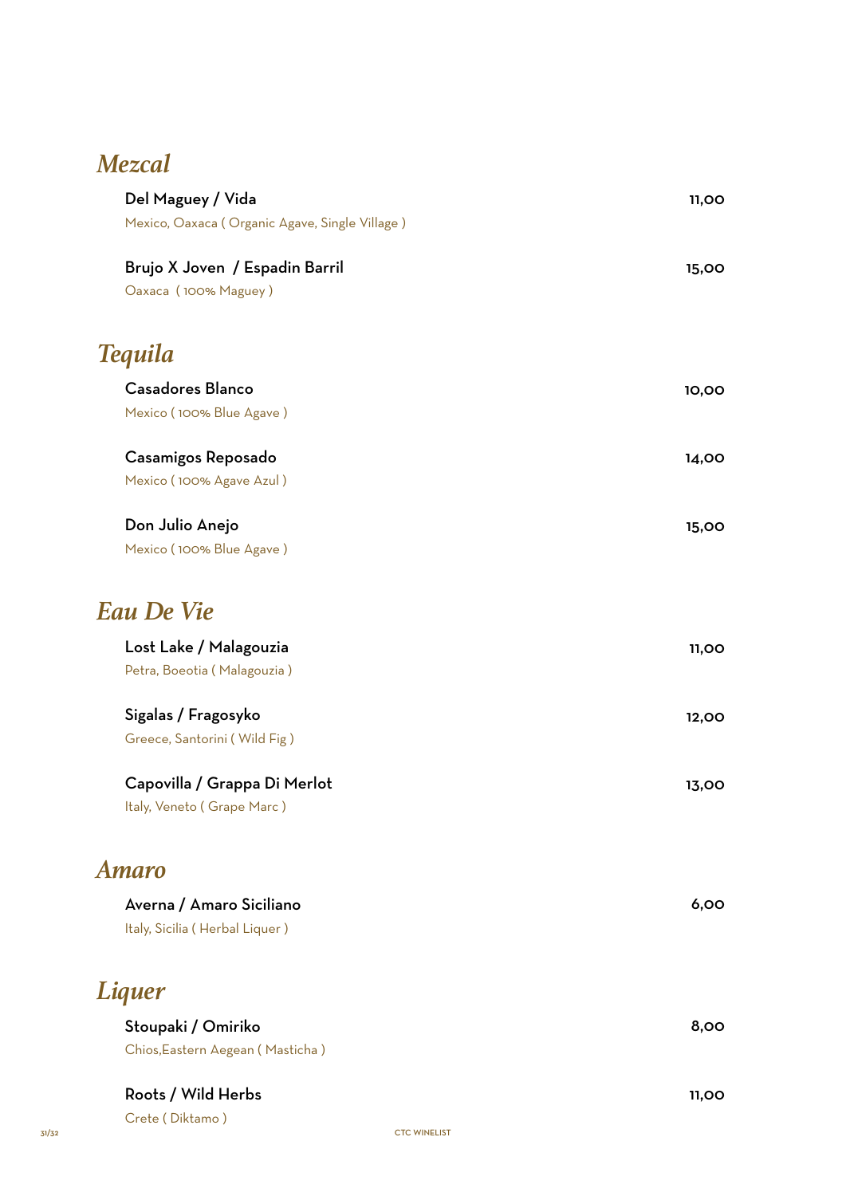## *Mezcal*

**Del Maguey / Vida** — **11,00**
Mexico, Oaxaca ( Organic Agave, Single Village )

**Brujo X Joven / Espadin Barril** — **15,00**
Oaxaca ( 100% Maguey )

## *Tequila*

**Casadores Blanco** — **10,00**
Mexico ( 100% Blue Agave )

**Casamigos Reposado** — **14,00**
Mexico ( 100% Agave Azul )

**Don Julio Anejo** — **15,00**
Mexico ( 100% Blue Agave )

## *Eau De Vie*

**Lost Lake / Malagouzia** — **11,00**
Petra, Boeotia ( Malagouzia )

**Sigalas / Fragosyko** — **12,00**
Greece, Santorini ( Wild Fig )

**Capovilla / Grappa Di Merlot** — **13,00**
Italy, Veneto ( Grape Marc )

## *Amaro*

**Averna / Amaro Siciliano** — **6,00**
Italy, Sicilia ( Herbal Liquer )

## *Liquer*

**Stoupaki / Omiriko** — **8,00**
Chios,Eastern Aegean ( Masticha )

**Roots / Wild Herbs** — **11,00**
Crete ( Diktamo )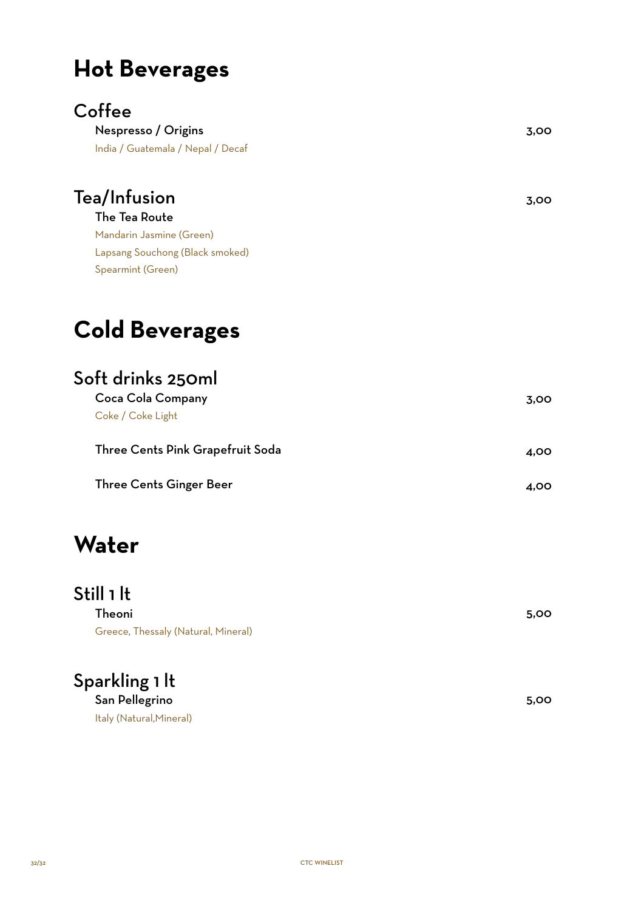# Hot Beverages

## Coffee

**Nespresso / Origins** 3,00
India / Guatemala / Nepal / Decaf

## Tea/Infusion 3,00

**The Tea Route**
Mandarin Jasmine (Green)
Lapsang Souchong (Black smoked)
Spearmint (Green)

# Cold Beverages

## Soft drinks 250ml

**Coca Cola Company** 3,00
Coke / Coke Light

**Three Cents Pink Grapefruit Soda** 4,00

**Three Cents Ginger Beer** 4,00

# Water

## Still 1 lt

**Theoni** 5,00
Greece, Thessaly (Natural, Mineral)

## Sparkling 1 lt

**San Pellegrino** 5,00
Italy (Natural,Mineral)